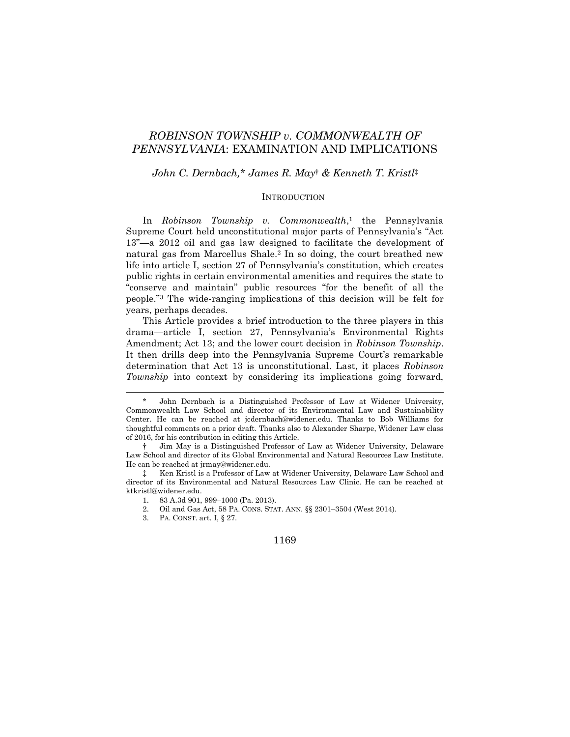# *ROBINSON TOWNSHIP v. COMMONWEALTH OF PENNSYLVANIA*: EXAMINATION AND IMPLICATIONS

*John C. Dernbach,\* James R. May† & Kenneth T. Kristl‡*

## INTRODUCTION

In *Robinson Township v. Commonwealth*,[1] the Pennsylvania Supreme Court held unconstitutional major parts of Pennsylvania's "Act 13"—a 2012 oil and gas law designed to facilitate the development of natural gas from Marcellus Shale.[2] In so doing, the court breathed new life into article I, section 27 of Pennsylvania's constitution, which creates public rights in certain environmental amenities and requires the state to "conserve and maintain" public resources "for the benefit of all the people."[3] The wide-ranging implications of this decision will be felt for years, perhaps decades.

This Article provides a brief introduction to the three players in this drama—article I, section 27, Pennsylvania's Environmental Rights Amendment; Act 13; and the lower court decision in *Robinson Township*. It then drills deep into the Pennsylvania Supreme Court's remarkable determination that Act 13 is unconstitutional. Last, it places *Robinson Township* into context by considering its implications going forward,

---

\* John Dernbach is a Distinguished Professor of Law at Widener University, Commonwealth Law School and director of its Environmental Law and Sustainability Center. He can be reached at jcdernbach@widener.edu. Thanks to Bob Williams for thoughtful comments on a prior draft. Thanks also to Alexander Sharpe, Widener Law class of 2016, for his contribution in editing this Article.

† Jim May is a Distinguished Professor of Law at Widener University, Delaware Law School and director of its Global Environmental and Natural Resources Law Institute. He can be reached at jrmay@widener.edu.

‡ Ken Kristl is a Professor of Law at Widener University, Delaware Law School and director of its Environmental and Natural Resources Law Clinic. He can be reached at ktkristl@widener.edu.

1. 83 A.3d 901, 999–1000 (Pa. 2013).

2. Oil and Gas Act, 58 PA. CONS. STAT. ANN. §§ 2301–3504 (West 2014).

3. PA. CONST. art. I, § 27.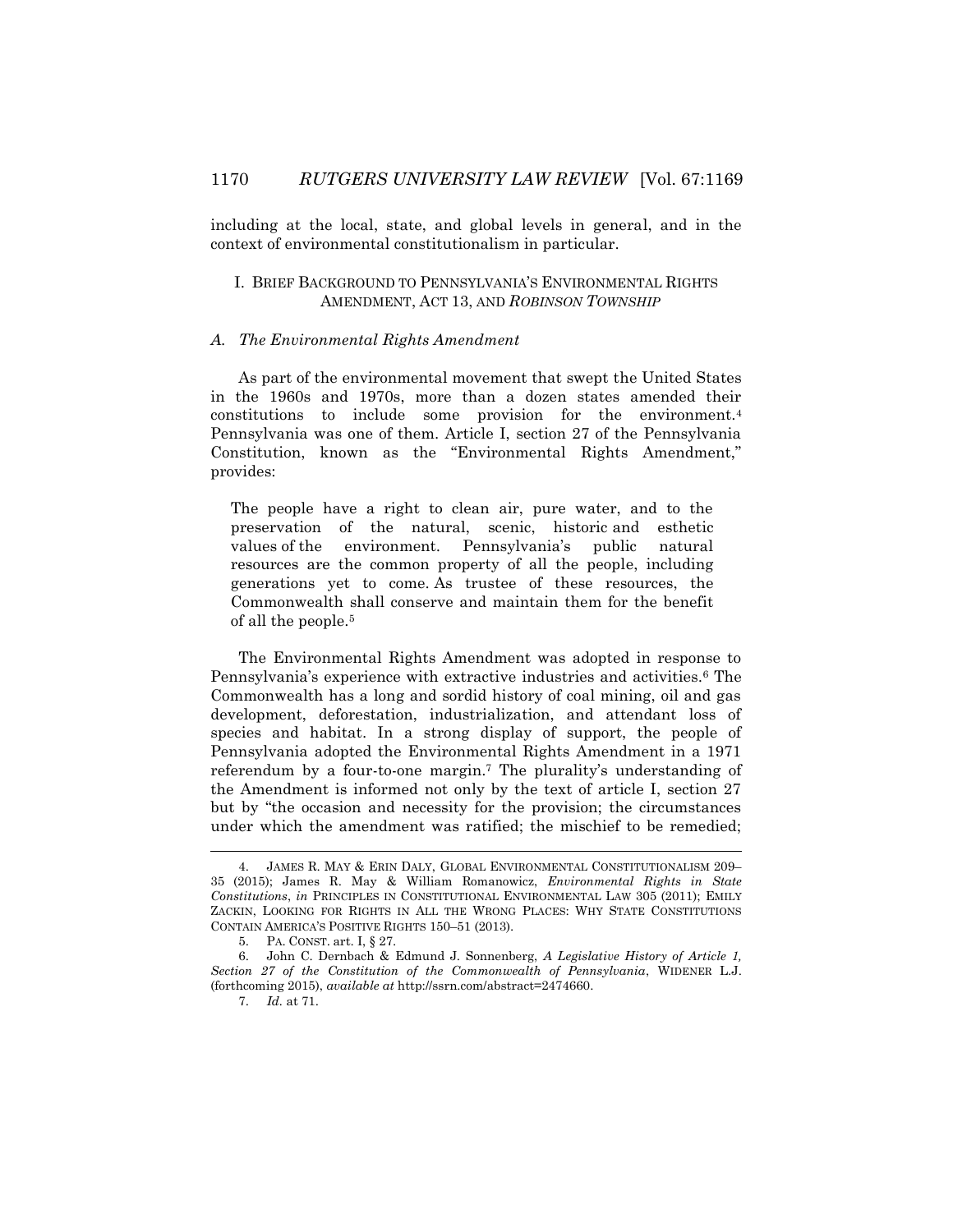including at the local, state, and global levels in general, and in the context of environmental constitutionalism in particular.

## I. BRIEF BACKGROUND TO PENNSYLVANIA'S ENVIRONMENTAL RIGHTS AMENDMENT, ACT 13, AND *ROBINSON TOWNSHIP*

### *A. The Environmental Rights Amendment*

As part of the environmental movement that swept the United States in the 1960s and 1970s, more than a dozen states amended their constitutions to include some provision for the environment.[4] Pennsylvania was one of them. Article I, section 27 of the Pennsylvania Constitution, known as the "Environmental Rights Amendment," provides:

> The people have a right to clean air, pure water, and to the preservation of the natural, scenic, historic and esthetic values of the environment. Pennsylvania's public natural resources are the common property of all the people, including generations yet to come. As trustee of these resources, the Commonwealth shall conserve and maintain them for the benefit of all the people.[5]

The Environmental Rights Amendment was adopted in response to Pennsylvania's experience with extractive industries and activities.[6] The Commonwealth has a long and sordid history of coal mining, oil and gas development, deforestation, industrialization, and attendant loss of species and habitat. In a strong display of support, the people of Pennsylvania adopted the Environmental Rights Amendment in a 1971 referendum by a four-to-one margin.[7] The plurality's understanding of the Amendment is informed not only by the text of article I, section 27 but by "the occasion and necessity for the provision; the circumstances under which the amendment was ratified; the mischief to be remedied;

---

4. JAMES R. MAY & ERIN DALY, GLOBAL ENVIRONMENTAL CONSTITUTIONALISM 209–35 (2015); James R. May & William Romanowicz, *Environmental Rights in State Constitutions*, *in* PRINCIPLES IN CONSTITUTIONAL ENVIRONMENTAL LAW 305 (2011); EMILY ZACKIN, LOOKING FOR RIGHTS IN ALL THE WRONG PLACES: WHY STATE CONSTITUTIONS CONTAIN AMERICA'S POSITIVE RIGHTS 150–51 (2013).

5. PA. CONST. art. I, § 27.

6. John C. Dernbach & Edmund J. Sonnenberg, *A Legislative History of Article 1, Section 27 of the Constitution of the Commonwealth of Pennsylvania*, WIDENER L.J. (forthcoming 2015), *available at* http://ssrn.com/abstract=2474660.

7. *Id.* at 71.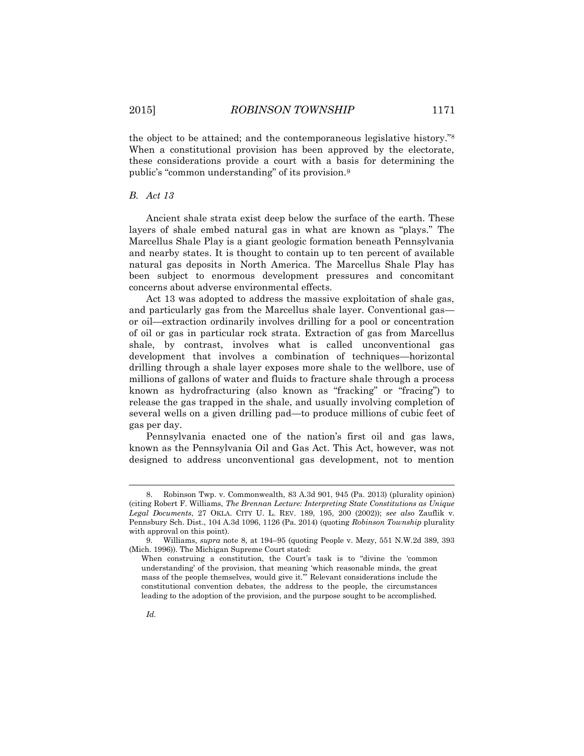the object to be attained; and the contemporaneous legislative history."[8] When a constitutional provision has been approved by the electorate, these considerations provide a court with a basis for determining the public's "common understanding" of its provision.[9]

### *B. Act 13*

Ancient shale strata exist deep below the surface of the earth. These layers of shale embed natural gas in what are known as "plays." The Marcellus Shale Play is a giant geologic formation beneath Pennsylvania and nearby states. It is thought to contain up to ten percent of available natural gas deposits in North America. The Marcellus Shale Play has been subject to enormous development pressures and concomitant concerns about adverse environmental effects.

Act 13 was adopted to address the massive exploitation of shale gas, and particularly gas from the Marcellus shale layer. Conventional gas—or oil—extraction ordinarily involves drilling for a pool or concentration of oil or gas in particular rock strata. Extraction of gas from Marcellus shale, by contrast, involves what is called unconventional gas development that involves a combination of techniques—horizontal drilling through a shale layer exposes more shale to the wellbore, use of millions of gallons of water and fluids to fracture shale through a process known as hydrofracturing (also known as "fracking" or "fracing") to release the gas trapped in the shale, and usually involving completion of several wells on a given drilling pad—to produce millions of cubic feet of gas per day.

Pennsylvania enacted one of the nation's first oil and gas laws, known as the Pennsylvania Oil and Gas Act. This Act, however, was not designed to address unconventional gas development, not to mention

---

8. Robinson Twp. v. Commonwealth, 83 A.3d 901, 945 (Pa. 2013) (plurality opinion) (citing Robert F. Williams, *The Brennan Lecture: Interpreting State Constitutions as Unique Legal Documents*, 27 OKLA. CITY U. L. REV. 189, 195, 200 (2002)); *see also* Zauflik v. Pennsbury Sch. Dist., 104 A.3d 1096, 1126 (Pa. 2014) (quoting *Robinson Township* plurality with approval on this point).

9. Williams, *supra* note 8, at 194–95 (quoting People v. Mezy, 551 N.W.2d 389, 393 (Mich. 1996)). The Michigan Supreme Court stated:

> When construing a constitution, the Court's task is to "divine the 'common understanding' of the provision, that meaning 'which reasonable minds, the great mass of the people themselves, would give it.'" Relevant considerations include the constitutional convention debates, the address to the people, the circumstances leading to the adoption of the provision, and the purpose sought to be accomplished.

*Id.*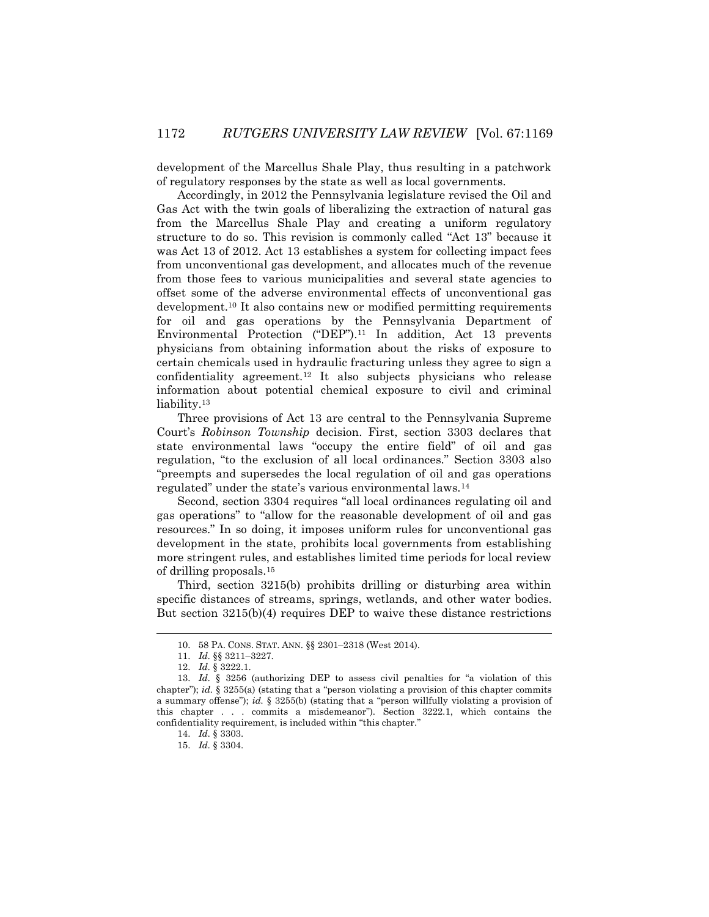development of the Marcellus Shale Play, thus resulting in a patchwork of regulatory responses by the state as well as local governments.

Accordingly, in 2012 the Pennsylvania legislature revised the Oil and Gas Act with the twin goals of liberalizing the extraction of natural gas from the Marcellus Shale Play and creating a uniform regulatory structure to do so. This revision is commonly called "Act 13" because it was Act 13 of 2012. Act 13 establishes a system for collecting impact fees from unconventional gas development, and allocates much of the revenue from those fees to various municipalities and several state agencies to offset some of the adverse environmental effects of unconventional gas development.[10] It also contains new or modified permitting requirements for oil and gas operations by the Pennsylvania Department of Environmental Protection ("DEP").[11] In addition, Act 13 prevents physicians from obtaining information about the risks of exposure to certain chemicals used in hydraulic fracturing unless they agree to sign a confidentiality agreement.[12] It also subjects physicians who release information about potential chemical exposure to civil and criminal liability.[13]

Three provisions of Act 13 are central to the Pennsylvania Supreme Court's *Robinson Township* decision. First, section 3303 declares that state environmental laws "occupy the entire field" of oil and gas regulation, "to the exclusion of all local ordinances." Section 3303 also "preempts and supersedes the local regulation of oil and gas operations regulated" under the state's various environmental laws.[14]

Second, section 3304 requires "all local ordinances regulating oil and gas operations" to "allow for the reasonable development of oil and gas resources." In so doing, it imposes uniform rules for unconventional gas development in the state, prohibits local governments from establishing more stringent rules, and establishes limited time periods for local review of drilling proposals.[15]

Third, section 3215(b) prohibits drilling or disturbing area within specific distances of streams, springs, wetlands, and other water bodies. But section 3215(b)(4) requires DEP to waive these distance restrictions

---

10. 58 PA. CONS. STAT. ANN. §§ 2301–2318 (West 2014).

11. *Id.* §§ 3211–3227.

12. *Id.* § 3222.1.

13. *Id.* § 3256 (authorizing DEP to assess civil penalties for "a violation of this chapter"); *id.* § 3255(a) (stating that a "person violating a provision of this chapter commits a summary offense"); *id.* § 3255(b) (stating that a "person willfully violating a provision of this chapter . . . commits a misdemeanor"). Section 3222.1, which contains the confidentiality requirement, is included within "this chapter."

14. *Id.* § 3303.

15. *Id.* § 3304.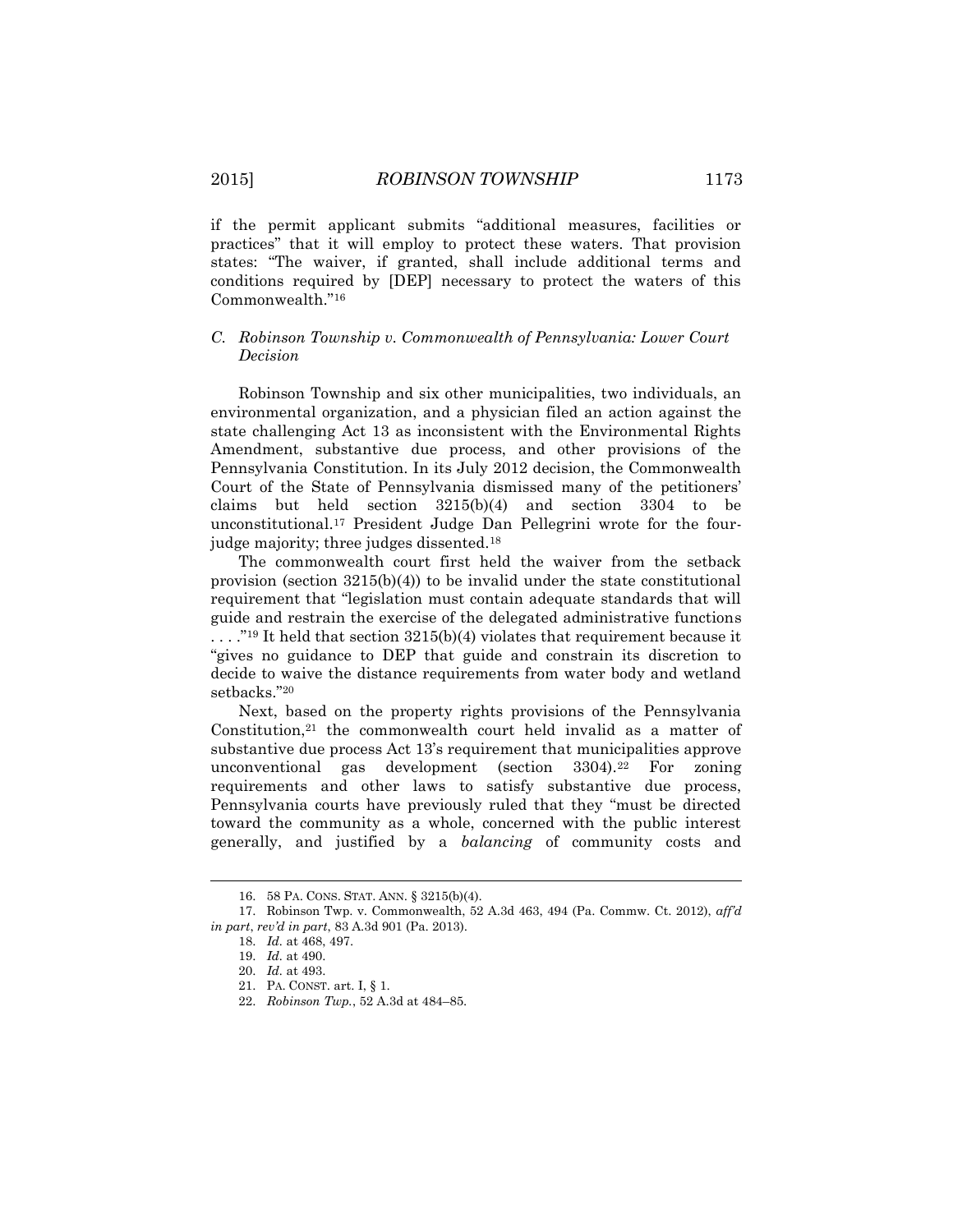if the permit applicant submits "additional measures, facilities or practices" that it will employ to protect these waters. That provision states: "The waiver, if granted, shall include additional terms and conditions required by [DEP] necessary to protect the waters of this Commonwealth."[16]

### *C. Robinson Township v. Commonwealth of Pennsylvania: Lower Court Decision*

Robinson Township and six other municipalities, two individuals, an environmental organization, and a physician filed an action against the state challenging Act 13 as inconsistent with the Environmental Rights Amendment, substantive due process, and other provisions of the Pennsylvania Constitution. In its July 2012 decision, the Commonwealth Court of the State of Pennsylvania dismissed many of the petitioners' claims but held section 3215(b)(4) and section 3304 to be unconstitutional.[17] President Judge Dan Pellegrini wrote for the four-judge majority; three judges dissented.[18]

The commonwealth court first held the waiver from the setback provision (section 3215(b)(4)) to be invalid under the state constitutional requirement that "legislation must contain adequate standards that will guide and restrain the exercise of the delegated administrative functions . . . ."[19] It held that section 3215(b)(4) violates that requirement because it "gives no guidance to DEP that guide and constrain its discretion to decide to waive the distance requirements from water body and wetland setbacks."[20]

Next, based on the property rights provisions of the Pennsylvania Constitution,[21] the commonwealth court held invalid as a matter of substantive due process Act 13's requirement that municipalities approve unconventional gas development (section 3304).[22] For zoning requirements and other laws to satisfy substantive due process, Pennsylvania courts have previously ruled that they "must be directed toward the community as a whole, concerned with the public interest generally, and justified by a *balancing* of community costs and

---

16. 58 PA. CONS. STAT. ANN. § 3215(b)(4).

17. Robinson Twp. v. Commonwealth, 52 A.3d 463, 494 (Pa. Commw. Ct. 2012), *aff'd in part*, *rev'd in part*, 83 A.3d 901 (Pa. 2013).

18. *Id.* at 468, 497.

19. *Id.* at 490.

20. *Id.* at 493.

21. PA. CONST. art. I, § 1.

22. *Robinson Twp.*, 52 A.3d at 484–85.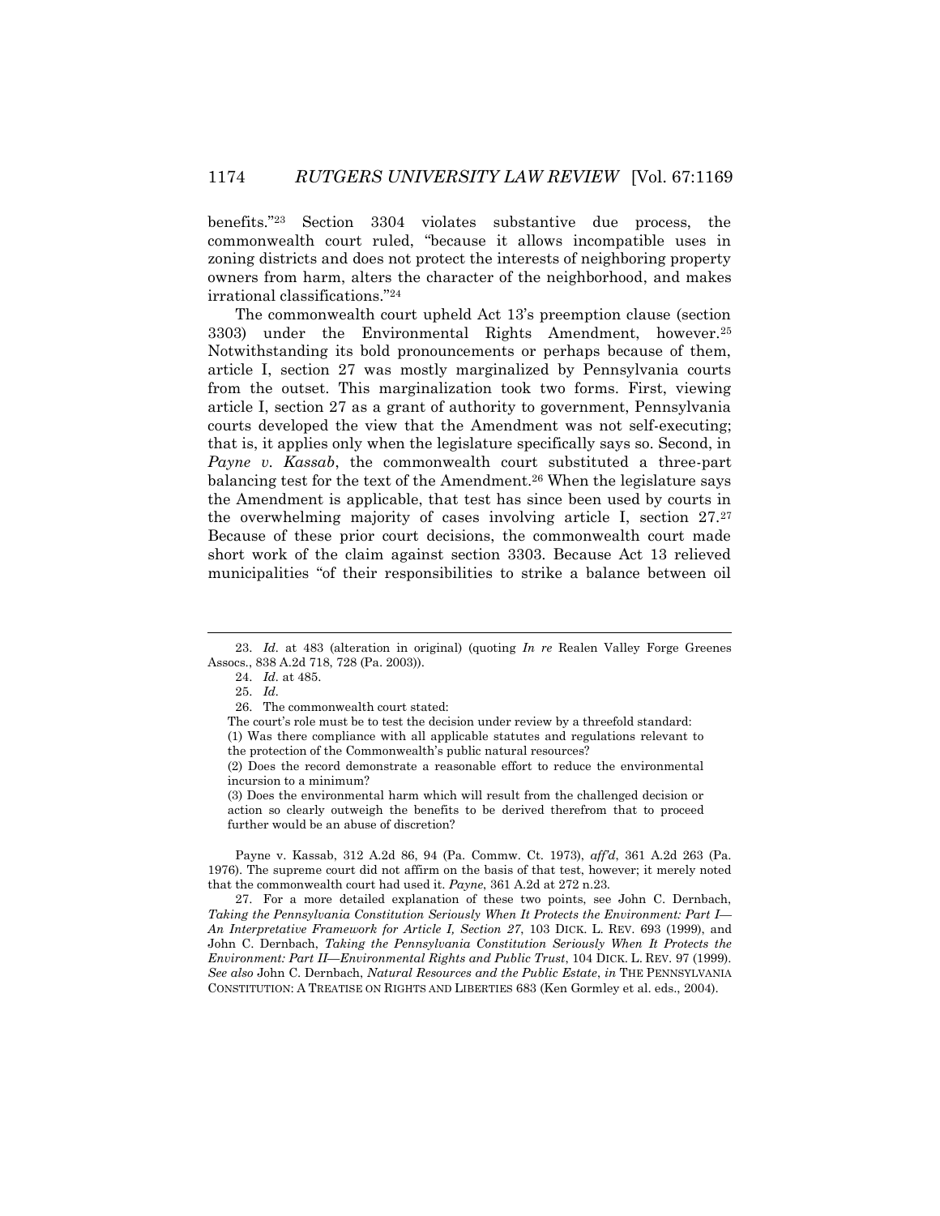benefits."[23] Section 3304 violates substantive due process, the commonwealth court ruled, "because it allows incompatible uses in zoning districts and does not protect the interests of neighboring property owners from harm, alters the character of the neighborhood, and makes irrational classifications."[24]

The commonwealth court upheld Act 13's preemption clause (section 3303) under the Environmental Rights Amendment, however.[25] Notwithstanding its bold pronouncements or perhaps because of them, article I, section 27 was mostly marginalized by Pennsylvania courts from the outset. This marginalization took two forms. First, viewing article I, section 27 as a grant of authority to government, Pennsylvania courts developed the view that the Amendment was not self-executing; that is, it applies only when the legislature specifically says so. Second, in *Payne v. Kassab*, the commonwealth court substituted a three-part balancing test for the text of the Amendment.[26] When the legislature says the Amendment is applicable, that test has since been used by courts in the overwhelming majority of cases involving article I, section 27.[27] Because of these prior court decisions, the commonwealth court made short work of the claim against section 3303. Because Act 13 relieved municipalities "of their responsibilities to strike a balance between oil

---

23. *Id.* at 483 (alteration in original) (quoting *In re* Realen Valley Forge Greenes Assocs., 838 A.2d 718, 728 (Pa. 2003)).

24. *Id.* at 485.

25. *Id.*

26. The commonwealth court stated:

> The court's role must be to test the decision under review by a threefold standard:
> (1) Was there compliance with all applicable statutes and regulations relevant to the protection of the Commonwealth's public natural resources?
> (2) Does the record demonstrate a reasonable effort to reduce the environmental incursion to a minimum?
> (3) Does the environmental harm which will result from the challenged decision or action so clearly outweigh the benefits to be derived therefrom that to proceed further would be an abuse of discretion?

Payne v. Kassab, 312 A.2d 86, 94 (Pa. Commw. Ct. 1973), *aff'd*, 361 A.2d 263 (Pa. 1976). The supreme court did not affirm on the basis of that test, however; it merely noted that the commonwealth court had used it. *Payne*, 361 A.2d at 272 n.23.

27. For a more detailed explanation of these two points, see John C. Dernbach, *Taking the Pennsylvania Constitution Seriously When It Protects the Environment: Part I—An Interpretative Framework for Article I, Section 27*, 103 DICK. L. REV. 693 (1999), and John C. Dernbach, *Taking the Pennsylvania Constitution Seriously When It Protects the Environment: Part II—Environmental Rights and Public Trust*, 104 DICK. L. REV. 97 (1999). *See also* John C. Dernbach, *Natural Resources and the Public Estate*, *in* THE PENNSYLVANIA CONSTITUTION: A TREATISE ON RIGHTS AND LIBERTIES 683 (Ken Gormley et al. eds., 2004).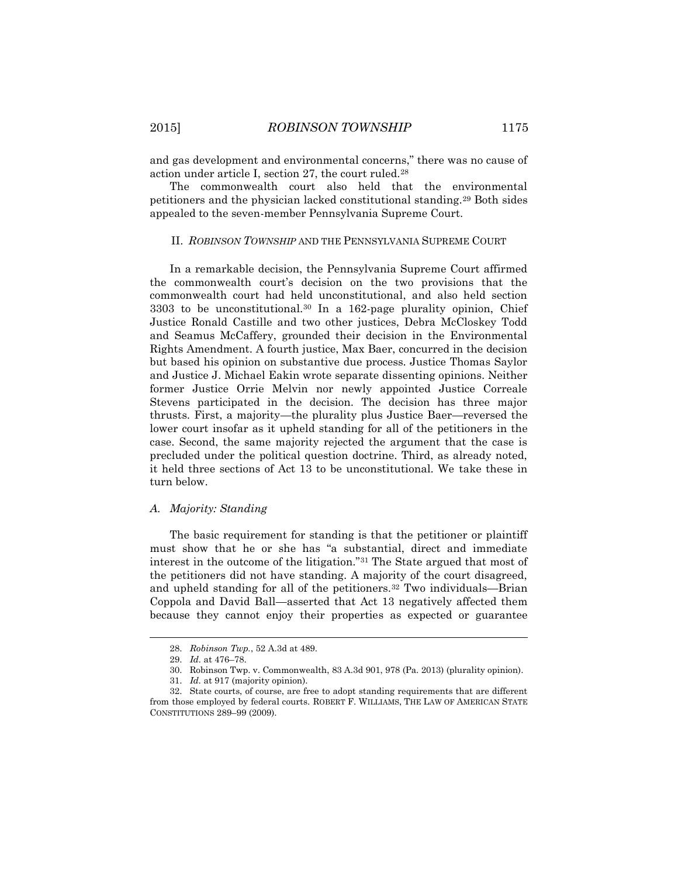and gas development and environmental concerns," there was no cause of action under article I, section 27, the court ruled.[28]

The commonwealth court also held that the environmental petitioners and the physician lacked constitutional standing.[29] Both sides appealed to the seven-member Pennsylvania Supreme Court.

## II. *ROBINSON TOWNSHIP* AND THE PENNSYLVANIA SUPREME COURT

In a remarkable decision, the Pennsylvania Supreme Court affirmed the commonwealth court's decision on the two provisions that the commonwealth court had held unconstitutional, and also held section 3303 to be unconstitutional.[30] In a 162-page plurality opinion, Chief Justice Ronald Castille and two other justices, Debra McCloskey Todd and Seamus McCaffery, grounded their decision in the Environmental Rights Amendment. A fourth justice, Max Baer, concurred in the decision but based his opinion on substantive due process. Justice Thomas Saylor and Justice J. Michael Eakin wrote separate dissenting opinions. Neither former Justice Orrie Melvin nor newly appointed Justice Correale Stevens participated in the decision. The decision has three major thrusts. First, a majority—the plurality plus Justice Baer—reversed the lower court insofar as it upheld standing for all of the petitioners in the case. Second, the same majority rejected the argument that the case is precluded under the political question doctrine. Third, as already noted, it held three sections of Act 13 to be unconstitutional. We take these in turn below.

### *A. Majority: Standing*

The basic requirement for standing is that the petitioner or plaintiff must show that he or she has "a substantial, direct and immediate interest in the outcome of the litigation."[31] The State argued that most of the petitioners did not have standing. A majority of the court disagreed, and upheld standing for all of the petitioners.[32] Two individuals—Brian Coppola and David Ball—asserted that Act 13 negatively affected them because they cannot enjoy their properties as expected or guarantee

---

28. *Robinson Twp.*, 52 A.3d at 489.

29. *Id.* at 476–78.

30. Robinson Twp. v. Commonwealth, 83 A.3d 901, 978 (Pa. 2013) (plurality opinion).

31. *Id.* at 917 (majority opinion).

32. State courts, of course, are free to adopt standing requirements that are different from those employed by federal courts. ROBERT F. WILLIAMS, THE LAW OF AMERICAN STATE CONSTITUTIONS 289–99 (2009).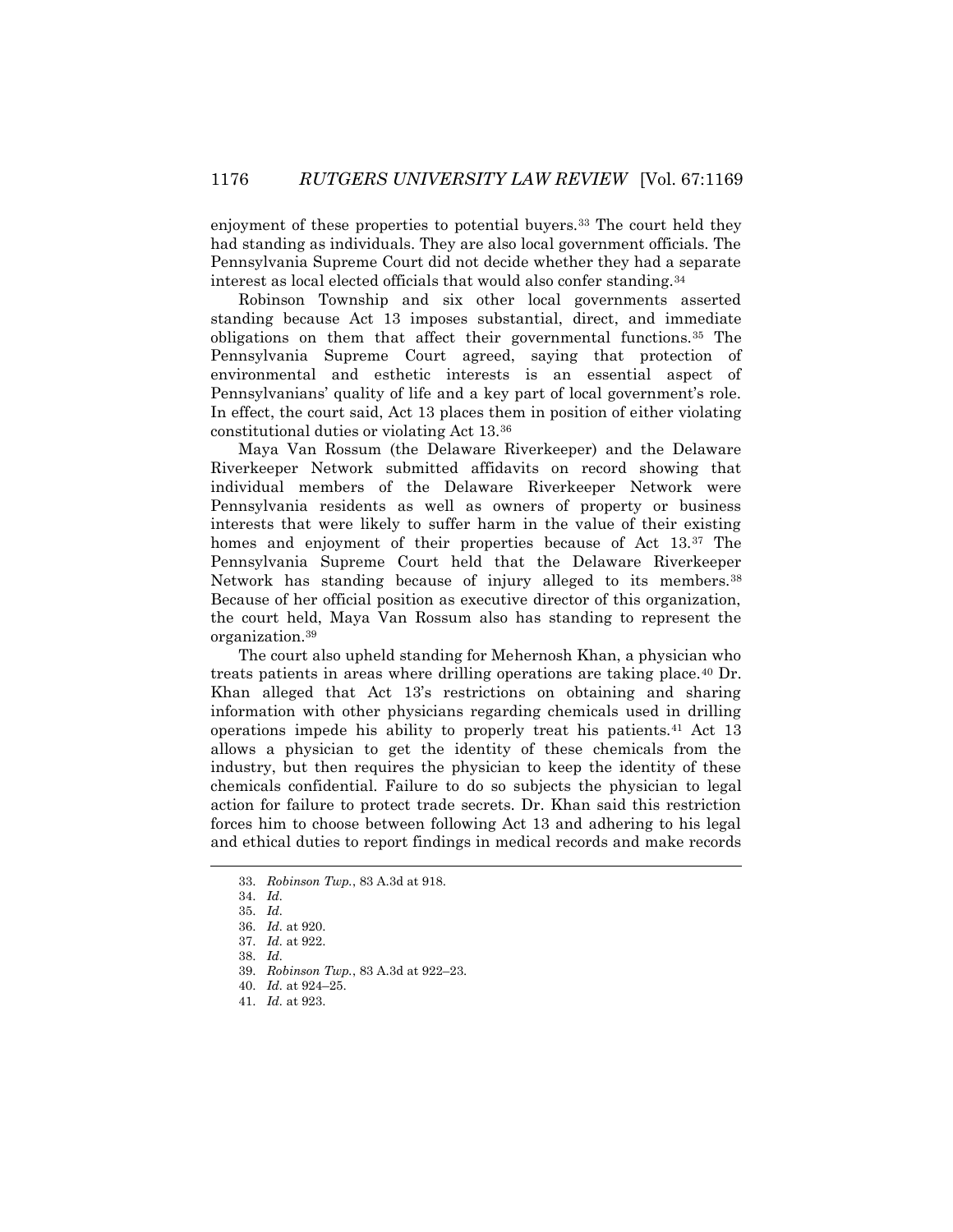enjoyment of these properties to potential buyers.[33] The court held they had standing as individuals. They are also local government officials. The Pennsylvania Supreme Court did not decide whether they had a separate interest as local elected officials that would also confer standing.[34]

Robinson Township and six other local governments asserted standing because Act 13 imposes substantial, direct, and immediate obligations on them that affect their governmental functions.[35] The Pennsylvania Supreme Court agreed, saying that protection of environmental and esthetic interests is an essential aspect of Pennsylvanians' quality of life and a key part of local government's role. In effect, the court said, Act 13 places them in position of either violating constitutional duties or violating Act 13.[36]

Maya Van Rossum (the Delaware Riverkeeper) and the Delaware Riverkeeper Network submitted affidavits on record showing that individual members of the Delaware Riverkeeper Network were Pennsylvania residents as well as owners of property or business interests that were likely to suffer harm in the value of their existing homes and enjoyment of their properties because of Act 13.[37] The Pennsylvania Supreme Court held that the Delaware Riverkeeper Network has standing because of injury alleged to its members.[38] Because of her official position as executive director of this organization, the court held, Maya Van Rossum also has standing to represent the organization.[39]

The court also upheld standing for Mehernosh Khan, a physician who treats patients in areas where drilling operations are taking place.[40] Dr. Khan alleged that Act 13's restrictions on obtaining and sharing information with other physicians regarding chemicals used in drilling operations impede his ability to properly treat his patients.[41] Act 13 allows a physician to get the identity of these chemicals from the industry, but then requires the physician to keep the identity of these chemicals confidential. Failure to do so subjects the physician to legal action for failure to protect trade secrets. Dr. Khan said this restriction forces him to choose between following Act 13 and adhering to his legal and ethical duties to report findings in medical records and make records

---

33. *Robinson Twp.*, 83 A.3d at 918.
34. *Id.*
35. *Id.*
36. *Id.* at 920.
37. *Id.* at 922.
38. *Id.*
39. *Robinson Twp.*, 83 A.3d at 922–23.
40. *Id.* at 924–25.
41. *Id.* at 923.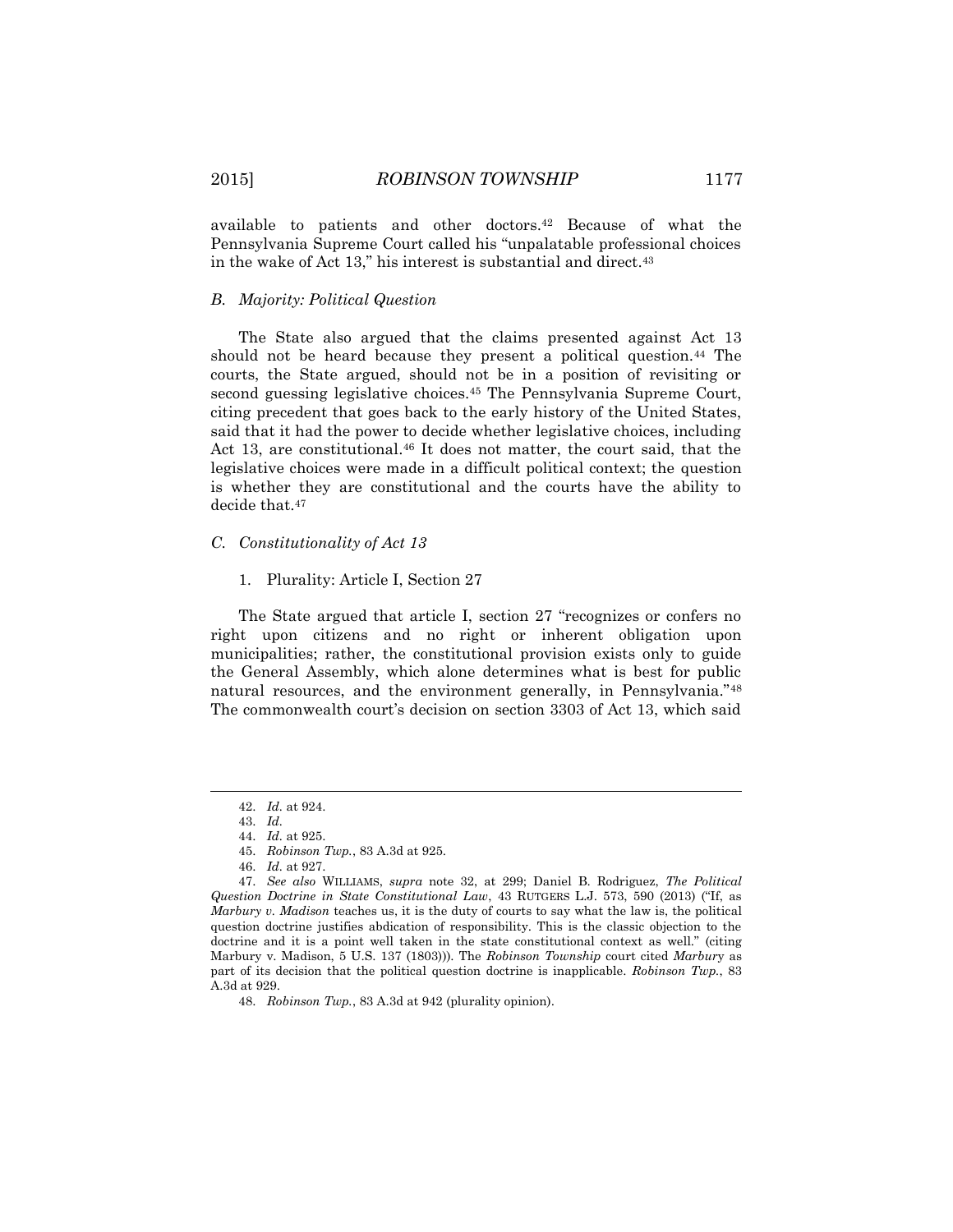available to patients and other doctors.[42] Because of what the Pennsylvania Supreme Court called his "unpalatable professional choices in the wake of Act 13," his interest is substantial and direct.[43]

### *B. Majority: Political Question*

The State also argued that the claims presented against Act 13 should not be heard because they present a political question.[44] The courts, the State argued, should not be in a position of revisiting or second guessing legislative choices.[45] The Pennsylvania Supreme Court, citing precedent that goes back to the early history of the United States, said that it had the power to decide whether legislative choices, including Act 13, are constitutional.[46] It does not matter, the court said, that the legislative choices were made in a difficult political context; the question is whether they are constitutional and the courts have the ability to decide that.[47]

### *C. Constitutionality of Act 13*

#### 1. Plurality: Article I, Section 27

The State argued that article I, section 27 "recognizes or confers no right upon citizens and no right or inherent obligation upon municipalities; rather, the constitutional provision exists only to guide the General Assembly, which alone determines what is best for public natural resources, and the environment generally, in Pennsylvania."[48] The commonwealth court's decision on section 3303 of Act 13, which said

---

42. *Id.* at 924.

43. *Id.*

44. *Id.* at 925.

45. *Robinson Twp.*, 83 A.3d at 925.

46. *Id.* at 927.

47. *See also* WILLIAMS, *supra* note 32, at 299; Daniel B. Rodriguez, *The Political Question Doctrine in State Constitutional Law*, 43 RUTGERS L.J. 573, 590 (2013) ("If, as *Marbury v. Madison* teaches us, it is the duty of courts to say what the law is, the political question doctrine justifies abdication of responsibility. This is the classic objection to the doctrine and it is a point well taken in the state constitutional context as well." (citing Marbury v. Madison, 5 U.S. 137 (1803))). The *Robinson Township* court cited *Marbury* as part of its decision that the political question doctrine is inapplicable. *Robinson Twp.*, 83 A.3d at 929.

48. *Robinson Twp.*, 83 A.3d at 942 (plurality opinion).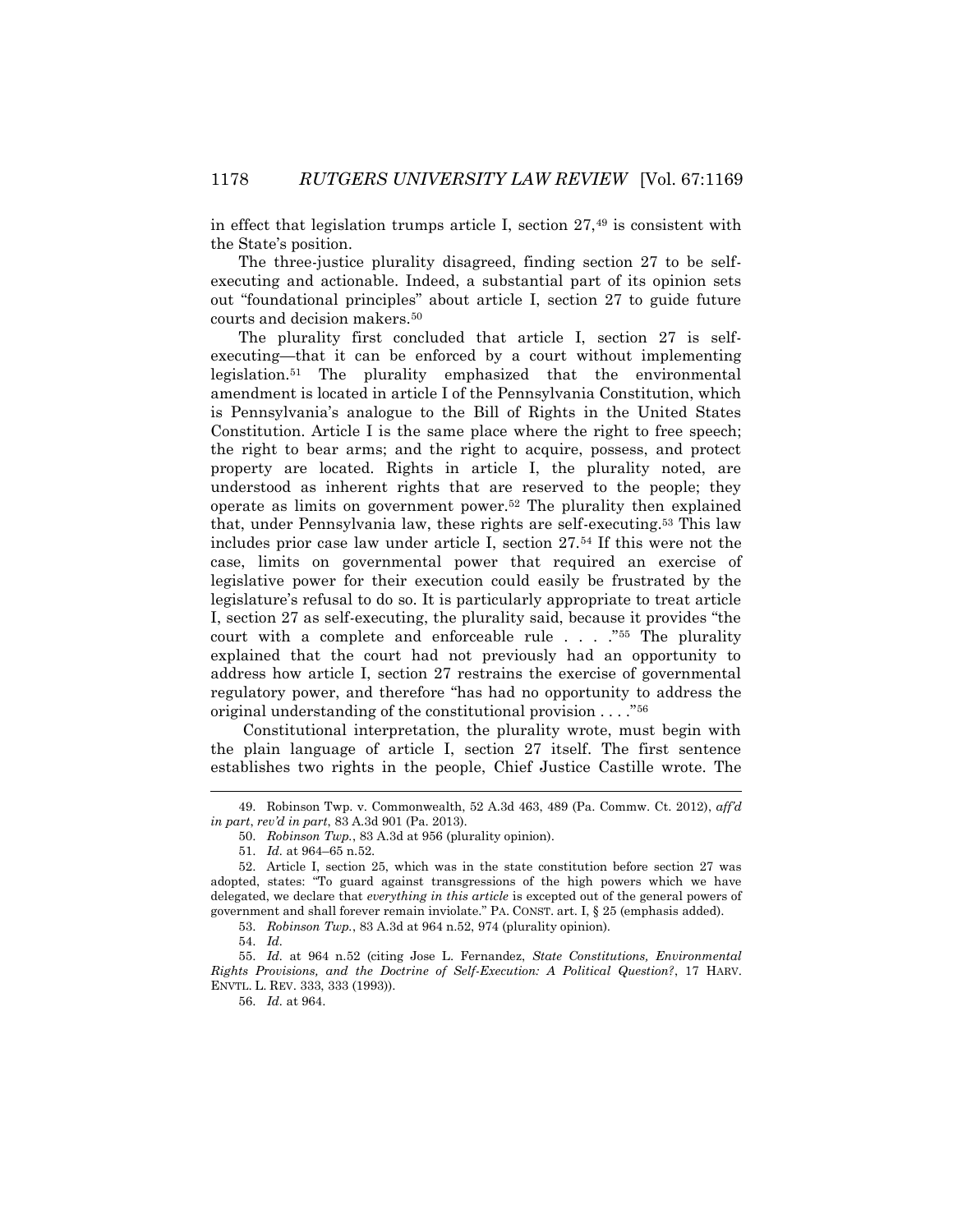in effect that legislation trumps article I, section 27,[49] is consistent with the State's position.

The three-justice plurality disagreed, finding section 27 to be self-executing and actionable. Indeed, a substantial part of its opinion sets out "foundational principles" about article I, section 27 to guide future courts and decision makers.[50]

The plurality first concluded that article I, section 27 is self-executing—that it can be enforced by a court without implementing legislation.[51] The plurality emphasized that the environmental amendment is located in article I of the Pennsylvania Constitution, which is Pennsylvania's analogue to the Bill of Rights in the United States Constitution. Article I is the same place where the right to free speech; the right to bear arms; and the right to acquire, possess, and protect property are located. Rights in article I, the plurality noted, are understood as inherent rights that are reserved to the people; they operate as limits on government power.[52] The plurality then explained that, under Pennsylvania law, these rights are self-executing.[53] This law includes prior case law under article I, section 27.[54] If this were not the case, limits on governmental power that required an exercise of legislative power for their execution could easily be frustrated by the legislature's refusal to do so. It is particularly appropriate to treat article I, section 27 as self-executing, the plurality said, because it provides "the court with a complete and enforceable rule . . . ."[55] The plurality explained that the court had not previously had an opportunity to address how article I, section 27 restrains the exercise of governmental regulatory power, and therefore "has had no opportunity to address the original understanding of the constitutional provision . . . ."[56]

Constitutional interpretation, the plurality wrote, must begin with the plain language of article I, section 27 itself. The first sentence establishes two rights in the people, Chief Justice Castille wrote. The

---

49. Robinson Twp. v. Commonwealth, 52 A.3d 463, 489 (Pa. Commw. Ct. 2012), *aff'd in part*, *rev'd in part*, 83 A.3d 901 (Pa. 2013).

50. *Robinson Twp.*, 83 A.3d at 956 (plurality opinion).

51. *Id.* at 964–65 n.52.

52. Article I, section 25, which was in the state constitution before section 27 was adopted, states: "To guard against transgressions of the high powers which we have delegated, we declare that *everything in this article* is excepted out of the general powers of government and shall forever remain inviolate." PA. CONST. art. I, § 25 (emphasis added).

53. *Robinson Twp.*, 83 A.3d at 964 n.52, 974 (plurality opinion).

54. *Id.*

55. *Id.* at 964 n.52 (citing Jose L. Fernandez, *State Constitutions, Environmental Rights Provisions, and the Doctrine of Self-Execution: A Political Question?*, 17 HARV. ENVTL. L. REV. 333, 333 (1993)).

56. *Id.* at 964.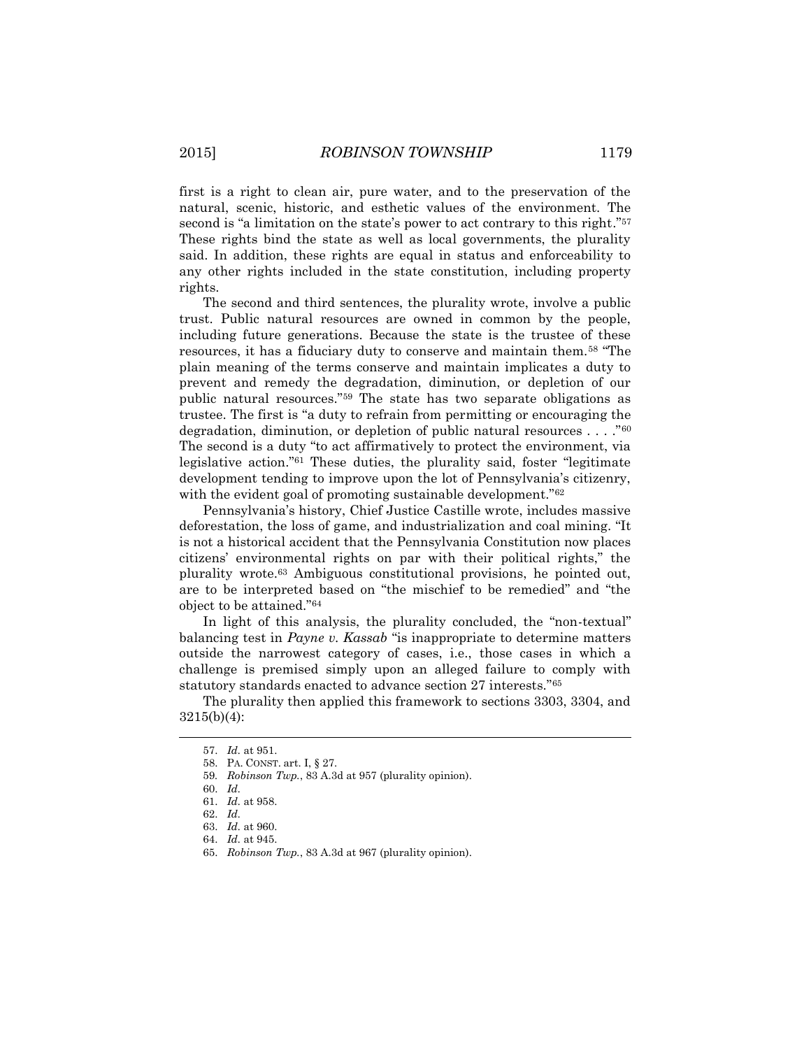first is a right to clean air, pure water, and to the preservation of the natural, scenic, historic, and esthetic values of the environment. The second is "a limitation on the state's power to act contrary to this right."[57] These rights bind the state as well as local governments, the plurality said. In addition, these rights are equal in status and enforceability to any other rights included in the state constitution, including property rights.

The second and third sentences, the plurality wrote, involve a public trust. Public natural resources are owned in common by the people, including future generations. Because the state is the trustee of these resources, it has a fiduciary duty to conserve and maintain them.[58] "The plain meaning of the terms conserve and maintain implicates a duty to prevent and remedy the degradation, diminution, or depletion of our public natural resources."[59] The state has two separate obligations as trustee. The first is "a duty to refrain from permitting or encouraging the degradation, diminution, or depletion of public natural resources . . . ."[60] The second is a duty "to act affirmatively to protect the environment, via legislative action."[61] These duties, the plurality said, foster "legitimate development tending to improve upon the lot of Pennsylvania's citizenry, with the evident goal of promoting sustainable development."[62]

Pennsylvania's history, Chief Justice Castille wrote, includes massive deforestation, the loss of game, and industrialization and coal mining. "It is not a historical accident that the Pennsylvania Constitution now places citizens' environmental rights on par with their political rights," the plurality wrote.[63] Ambiguous constitutional provisions, he pointed out, are to be interpreted based on "the mischief to be remedied" and "the object to be attained."[64]

In light of this analysis, the plurality concluded, the "non-textual" balancing test in *Payne v. Kassab* "is inappropriate to determine matters outside the narrowest category of cases, i.e., those cases in which a challenge is premised simply upon an alleged failure to comply with statutory standards enacted to advance section 27 interests."[65]

The plurality then applied this framework to sections 3303, 3304, and 3215(b)(4):

---

57. *Id.* at 951.

58. PA. CONST. art. I, § 27.

59. *Robinson Twp.*, 83 A.3d at 957 (plurality opinion).

60. *Id.*

61. *Id.* at 958.

62. *Id.*

63. *Id.* at 960.

64. *Id.* at 945.

65. *Robinson Twp.*, 83 A.3d at 967 (plurality opinion).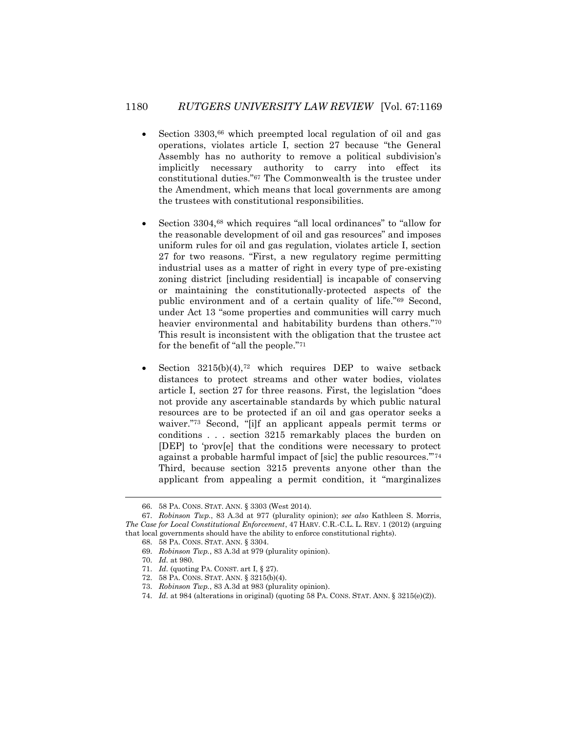- Section 3303,[66] which preempted local regulation of oil and gas operations, violates article I, section 27 because "the General Assembly has no authority to remove a political subdivision's implicitly necessary authority to carry into effect its constitutional duties."[67] The Commonwealth is the trustee under the Amendment, which means that local governments are among the trustees with constitutional responsibilities.

- Section 3304,[68] which requires "all local ordinances" to "allow for the reasonable development of oil and gas resources" and imposes uniform rules for oil and gas regulation, violates article I, section 27 for two reasons. "First, a new regulatory regime permitting industrial uses as a matter of right in every type of pre-existing zoning district [including residential] is incapable of conserving or maintaining the constitutionally-protected aspects of the public environment and of a certain quality of life."[69] Second, under Act 13 "some properties and communities will carry much heavier environmental and habitability burdens than others."[70] This result is inconsistent with the obligation that the trustee act for the benefit of "all the people."[71]

- Section 3215(b)(4),[72] which requires DEP to waive setback distances to protect streams and other water bodies, violates article I, section 27 for three reasons. First, the legislation "does not provide any ascertainable standards by which public natural resources are to be protected if an oil and gas operator seeks a waiver."[73] Second, "[i]f an applicant appeals permit terms or conditions . . . section 3215 remarkably places the burden on [DEP] to 'prov[e] that the conditions were necessary to protect against a probable harmful impact of [sic] the public resources.'"[74] Third, because section 3215 prevents anyone other than the applicant from appealing a permit condition, it "marginalizes

---

66. 58 PA. CONS. STAT. ANN. § 3303 (West 2014).

67. *Robinson Twp.*, 83 A.3d at 977 (plurality opinion); *see also* Kathleen S. Morris, *The Case for Local Constitutional Enforcement*, 47 HARV. C.R.-C.L. L. REV. 1 (2012) (arguing that local governments should have the ability to enforce constitutional rights).

68. 58 PA. CONS. STAT. ANN. § 3304.

69. *Robinson Twp.*, 83 A.3d at 979 (plurality opinion).

70. *Id.* at 980.

71. *Id.* (quoting PA. CONST. art I, § 27).

72. 58 PA. CONS. STAT. ANN. § 3215(b)(4).

73. *Robinson Twp.*, 83 A.3d at 983 (plurality opinion).

74. *Id.* at 984 (alterations in original) (quoting 58 PA. CONS. STAT. ANN. § 3215(e)(2)).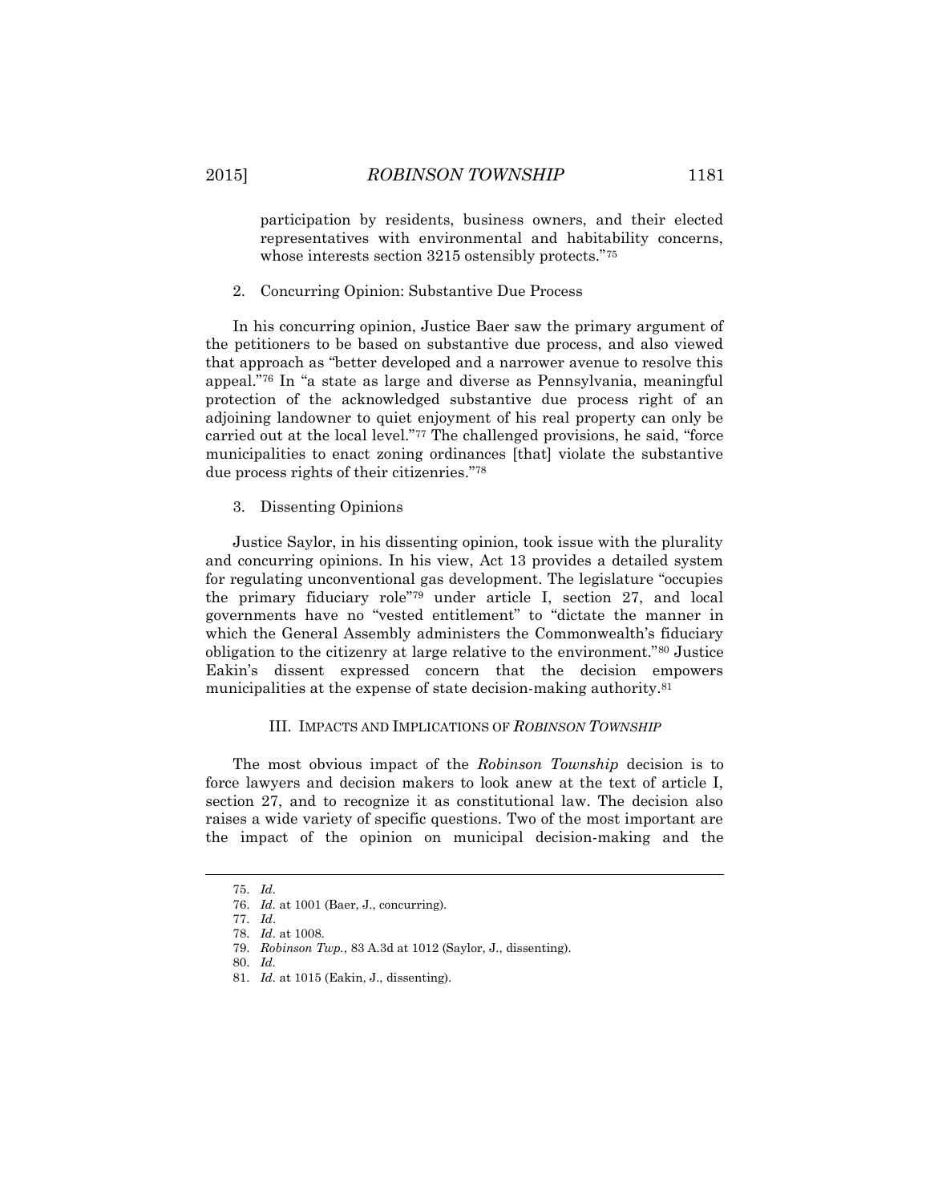participation by residents, business owners, and their elected representatives with environmental and habitability concerns, whose interests section 3215 ostensibly protects."[75]

### 2. Concurring Opinion: Substantive Due Process

In his concurring opinion, Justice Baer saw the primary argument of the petitioners to be based on substantive due process, and also viewed that approach as "better developed and a narrower avenue to resolve this appeal."[76] In "a state as large and diverse as Pennsylvania, meaningful protection of the acknowledged substantive due process right of an adjoining landowner to quiet enjoyment of his real property can only be carried out at the local level."[77] The challenged provisions, he said, "force municipalities to enact zoning ordinances [that] violate the substantive due process rights of their citizenries."[78]

### 3. Dissenting Opinions

Justice Saylor, in his dissenting opinion, took issue with the plurality and concurring opinions. In his view, Act 13 provides a detailed system for regulating unconventional gas development. The legislature "occupies the primary fiduciary role"[79] under article I, section 27, and local governments have no "vested entitlement" to "dictate the manner in which the General Assembly administers the Commonwealth's fiduciary obligation to the citizenry at large relative to the environment."[80] Justice Eakin's dissent expressed concern that the decision empowers municipalities at the expense of state decision-making authority.[81]

## III. IMPACTS AND IMPLICATIONS OF *ROBINSON TOWNSHIP*

The most obvious impact of the *Robinson Township* decision is to force lawyers and decision makers to look anew at the text of article I, section 27, and to recognize it as constitutional law. The decision also raises a wide variety of specific questions. Two of the most important are the impact of the opinion on municipal decision-making and the

---

75. *Id.*
76. *Id.* at 1001 (Baer, J., concurring).
77. *Id.*
78. *Id.* at 1008.
79. *Robinson Twp.*, 83 A.3d at 1012 (Saylor, J., dissenting).
80. *Id.*
81. *Id.* at 1015 (Eakin, J., dissenting).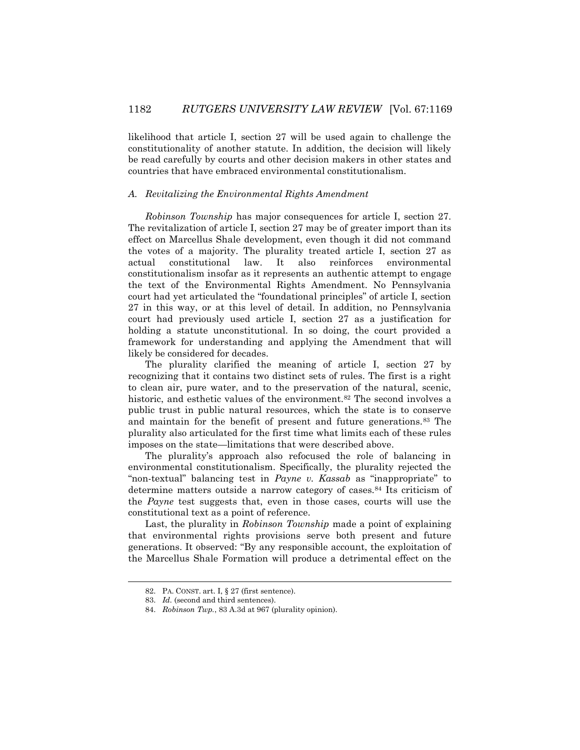likelihood that article I, section 27 will be used again to challenge the constitutionality of another statute. In addition, the decision will likely be read carefully by courts and other decision makers in other states and countries that have embraced environmental constitutionalism.

### *A. Revitalizing the Environmental Rights Amendment*

*Robinson Township* has major consequences for article I, section 27. The revitalization of article I, section 27 may be of greater import than its effect on Marcellus Shale development, even though it did not command the votes of a majority. The plurality treated article I, section 27 as actual constitutional law. It also reinforces environmental constitutionalism insofar as it represents an authentic attempt to engage the text of the Environmental Rights Amendment. No Pennsylvania court had yet articulated the "foundational principles" of article I, section 27 in this way, or at this level of detail. In addition, no Pennsylvania court had previously used article I, section 27 as a justification for holding a statute unconstitutional. In so doing, the court provided a framework for understanding and applying the Amendment that will likely be considered for decades.

The plurality clarified the meaning of article I, section 27 by recognizing that it contains two distinct sets of rules. The first is a right to clean air, pure water, and to the preservation of the natural, scenic, historic, and esthetic values of the environment.[82] The second involves a public trust in public natural resources, which the state is to conserve and maintain for the benefit of present and future generations.[83] The plurality also articulated for the first time what limits each of these rules imposes on the state—limitations that were described above.

The plurality's approach also refocused the role of balancing in environmental constitutionalism. Specifically, the plurality rejected the "non-textual" balancing test in *Payne v. Kassab* as "inappropriate" to determine matters outside a narrow category of cases.[84] Its criticism of the *Payne* test suggests that, even in those cases, courts will use the constitutional text as a point of reference.

Last, the plurality in *Robinson Township* made a point of explaining that environmental rights provisions serve both present and future generations. It observed: "By any responsible account, the exploitation of the Marcellus Shale Formation will produce a detrimental effect on the

---

82. PA. CONST. art. I, § 27 (first sentence).

83. *Id.* (second and third sentences).

84. *Robinson Twp.*, 83 A.3d at 967 (plurality opinion).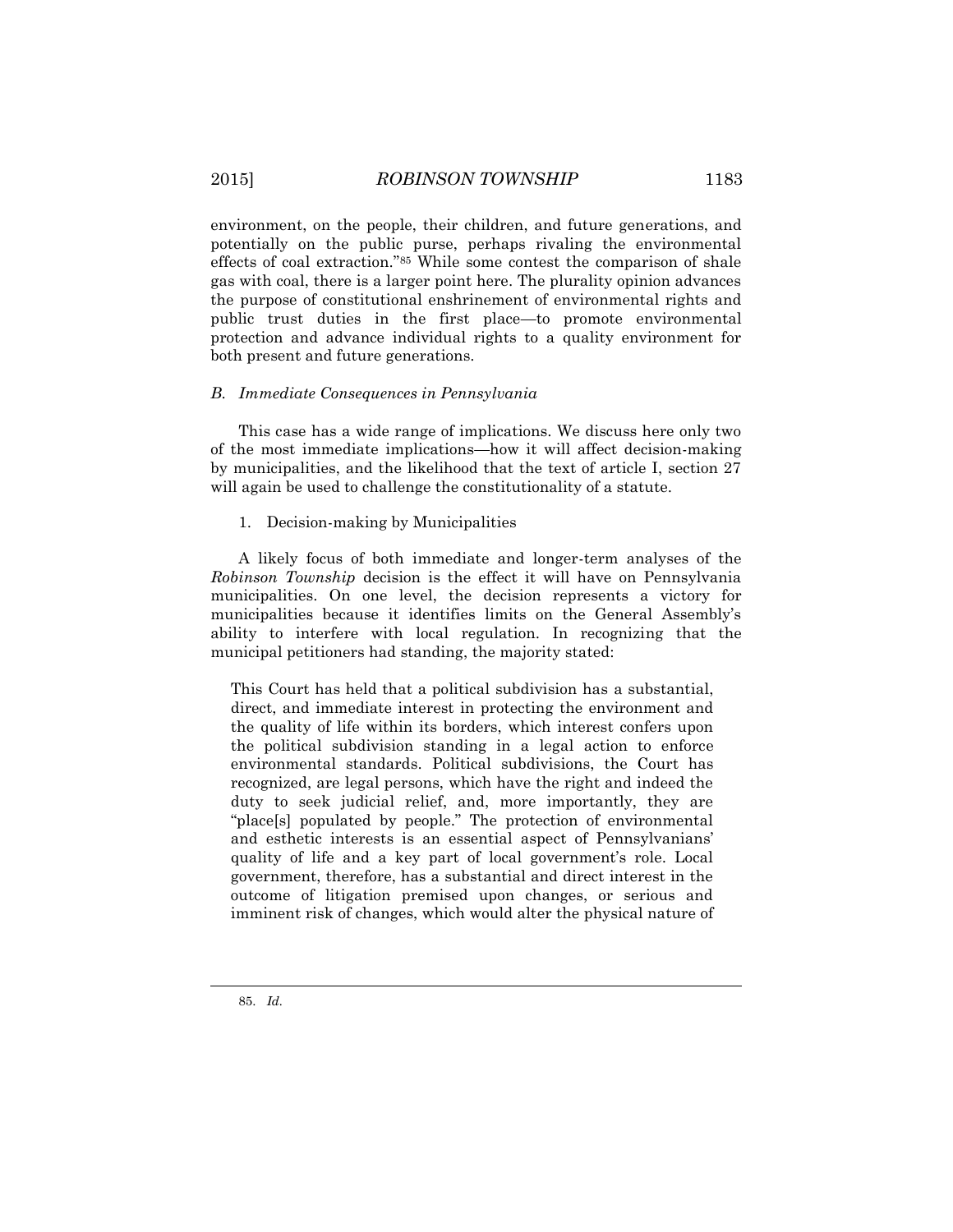environment, on the people, their children, and future generations, and potentially on the public purse, perhaps rivaling the environmental effects of coal extraction."[85] While some contest the comparison of shale gas with coal, there is a larger point here. The plurality opinion advances the purpose of constitutional enshrinement of environmental rights and public trust duties in the first place—to promote environmental protection and advance individual rights to a quality environment for both present and future generations.

### *B. Immediate Consequences in Pennsylvania*

This case has a wide range of implications. We discuss here only two of the most immediate implications—how it will affect decision-making by municipalities, and the likelihood that the text of article I, section 27 will again be used to challenge the constitutionality of a statute.

#### 1. Decision-making by Municipalities

A likely focus of both immediate and longer-term analyses of the *Robinson Township* decision is the effect it will have on Pennsylvania municipalities. On one level, the decision represents a victory for municipalities because it identifies limits on the General Assembly's ability to interfere with local regulation. In recognizing that the municipal petitioners had standing, the majority stated:

> This Court has held that a political subdivision has a substantial, direct, and immediate interest in protecting the environment and the quality of life within its borders, which interest confers upon the political subdivision standing in a legal action to enforce environmental standards. Political subdivisions, the Court has recognized, are legal persons, which have the right and indeed the duty to seek judicial relief, and, more importantly, they are "place[s] populated by people." The protection of environmental and esthetic interests is an essential aspect of Pennsylvanians' quality of life and a key part of local government's role. Local government, therefore, has a substantial and direct interest in the outcome of litigation premised upon changes, or serious and imminent risk of changes, which would alter the physical nature of

---

85. *Id.*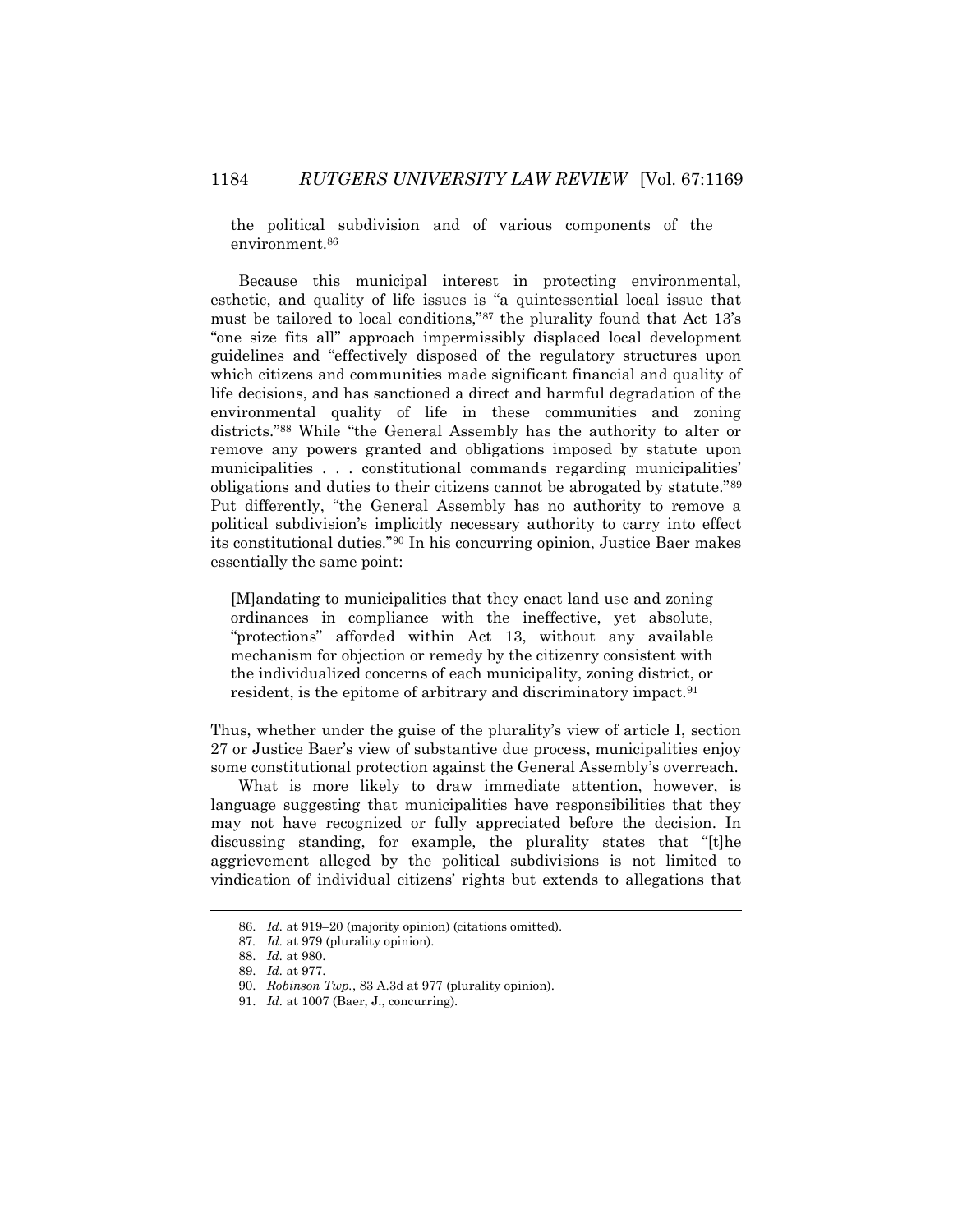the political subdivision and of various components of the environment.[86]

Because this municipal interest in protecting environmental, esthetic, and quality of life issues is "a quintessential local issue that must be tailored to local conditions,"[87] the plurality found that Act 13's "one size fits all" approach impermissibly displaced local development guidelines and "effectively disposed of the regulatory structures upon which citizens and communities made significant financial and quality of life decisions, and has sanctioned a direct and harmful degradation of the environmental quality of life in these communities and zoning districts."[88] While "the General Assembly has the authority to alter or remove any powers granted and obligations imposed by statute upon municipalities . . . constitutional commands regarding municipalities' obligations and duties to their citizens cannot be abrogated by statute."[89] Put differently, "the General Assembly has no authority to remove a political subdivision's implicitly necessary authority to carry into effect its constitutional duties."[90] In his concurring opinion, Justice Baer makes essentially the same point:

> [M]andating to municipalities that they enact land use and zoning ordinances in compliance with the ineffective, yet absolute, "protections" afforded within Act 13, without any available mechanism for objection or remedy by the citizenry consistent with the individualized concerns of each municipality, zoning district, or resident, is the epitome of arbitrary and discriminatory impact.[91]

Thus, whether under the guise of the plurality's view of article I, section 27 or Justice Baer's view of substantive due process, municipalities enjoy some constitutional protection against the General Assembly's overreach.

What is more likely to draw immediate attention, however, is language suggesting that municipalities have responsibilities that they may not have recognized or fully appreciated before the decision. In discussing standing, for example, the plurality states that "[t]he aggrievement alleged by the political subdivisions is not limited to vindication of individual citizens' rights but extends to allegations that

---

86. *Id.* at 919–20 (majority opinion) (citations omitted).

87. *Id.* at 979 (plurality opinion).

88. *Id.* at 980.

89. *Id.* at 977.

90. *Robinson Twp.*, 83 A.3d at 977 (plurality opinion).

91. *Id.* at 1007 (Baer, J., concurring).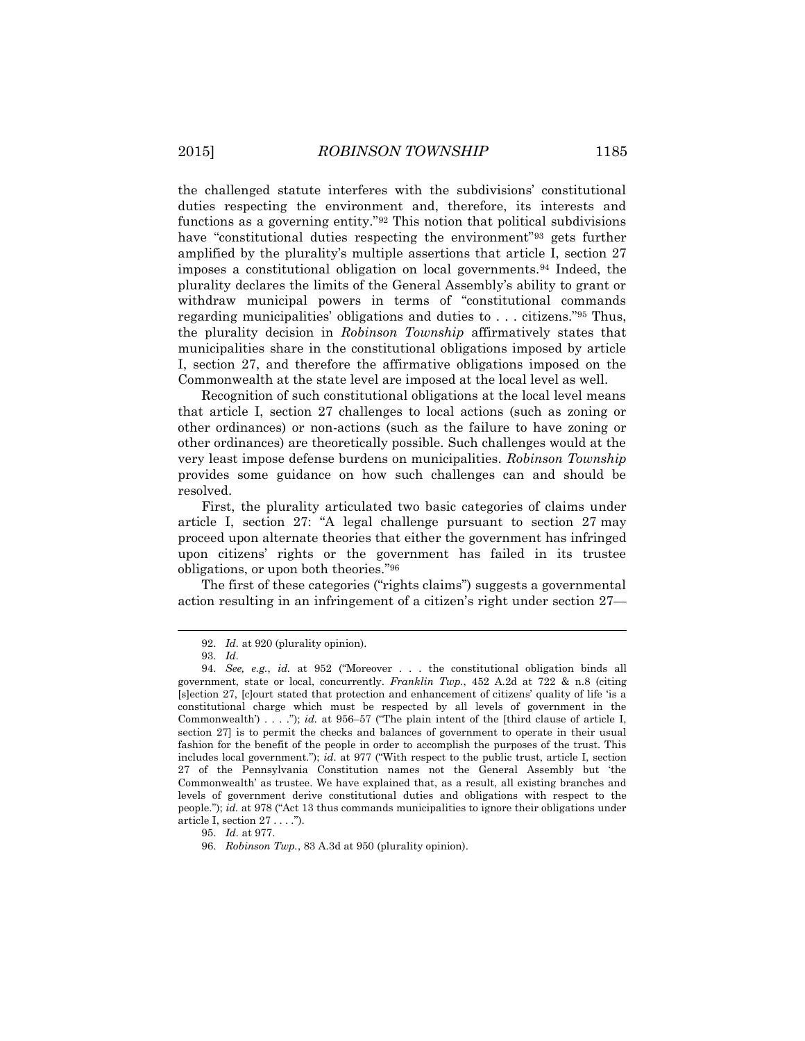the challenged statute interferes with the subdivisions' constitutional duties respecting the environment and, therefore, its interests and functions as a governing entity."[92] This notion that political subdivisions have "constitutional duties respecting the environment"[93] gets further amplified by the plurality's multiple assertions that article I, section 27 imposes a constitutional obligation on local governments.[94] Indeed, the plurality declares the limits of the General Assembly's ability to grant or withdraw municipal powers in terms of "constitutional commands regarding municipalities' obligations and duties to . . . citizens."[95] Thus, the plurality decision in *Robinson Township* affirmatively states that municipalities share in the constitutional obligations imposed by article I, section 27, and therefore the affirmative obligations imposed on the Commonwealth at the state level are imposed at the local level as well.

Recognition of such constitutional obligations at the local level means that article I, section 27 challenges to local actions (such as zoning or other ordinances) or non-actions (such as the failure to have zoning or other ordinances) are theoretically possible. Such challenges would at the very least impose defense burdens on municipalities. *Robinson Township* provides some guidance on how such challenges can and should be resolved.

First, the plurality articulated two basic categories of claims under article I, section 27: "A legal challenge pursuant to section 27 may proceed upon alternate theories that either the government has infringed upon citizens' rights or the government has failed in its trustee obligations, or upon both theories."[96]

The first of these categories ("rights claims") suggests a governmental action resulting in an infringement of a citizen's right under section 27—

---

92. *Id.* at 920 (plurality opinion).

93. *Id.*

94. *See, e.g.*, *id.* at 952 ("Moreover . . . the constitutional obligation binds all government, state or local, concurrently. *Franklin Twp.*, 452 A.2d at 722 & n.8 (citing [s]ection 27, [c]ourt stated that protection and enhancement of citizens' quality of life 'is a constitutional charge which must be respected by all levels of government in the Commonwealth') . . . ."); *id.* at 956–57 ("The plain intent of the [third clause of article I, section 27] is to permit the checks and balances of government to operate in their usual fashion for the benefit of the people in order to accomplish the purposes of the trust. This includes local government."); *id.* at 977 ("With respect to the public trust, article I, section 27 of the Pennsylvania Constitution names not the General Assembly but 'the Commonwealth' as trustee. We have explained that, as a result, all existing branches and levels of government derive constitutional duties and obligations with respect to the people."); *id.* at 978 ("Act 13 thus commands municipalities to ignore their obligations under article I, section 27 . . . .").

95. *Id.* at 977.

96. *Robinson Twp.*, 83 A.3d at 950 (plurality opinion).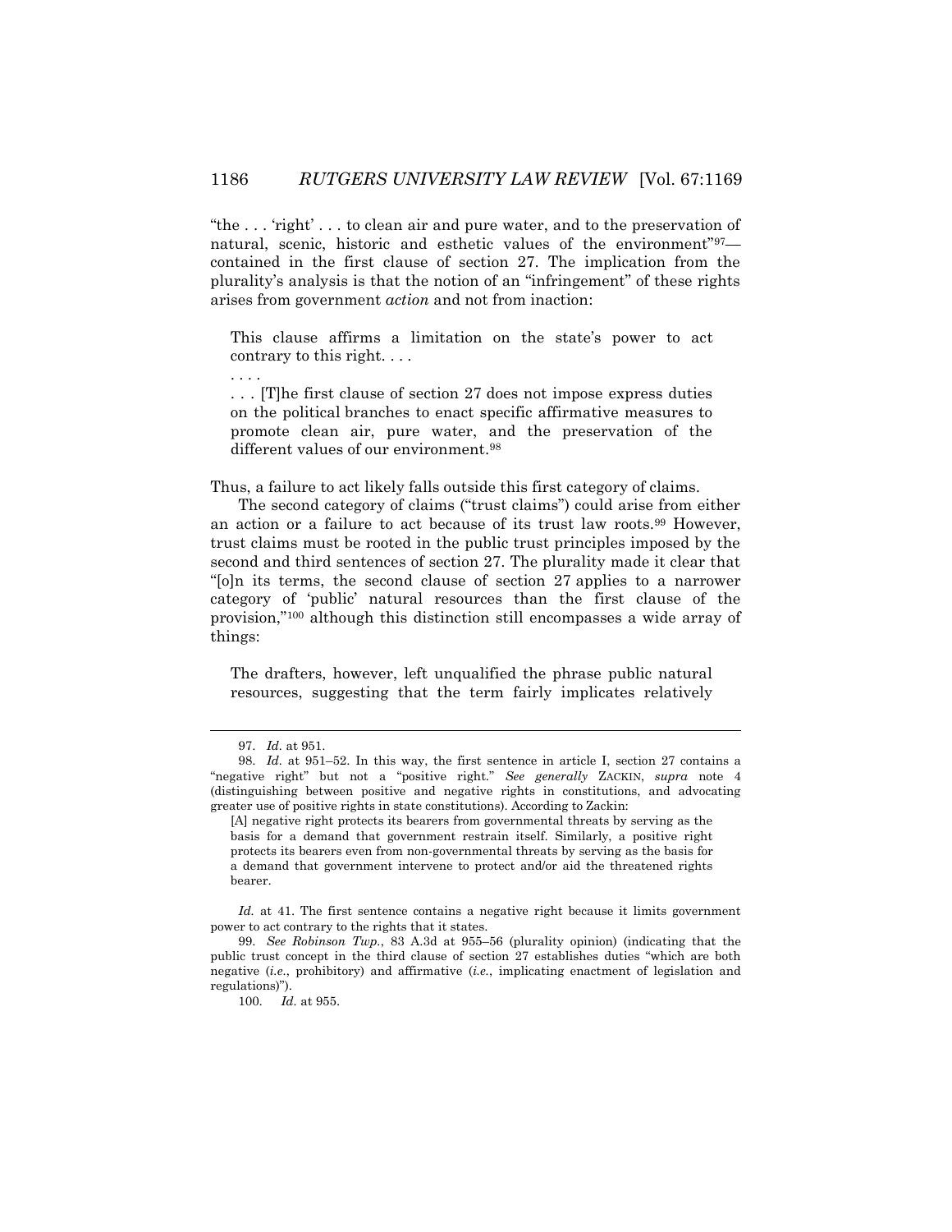"the . . . 'right' . . . to clean air and pure water, and to the preservation of natural, scenic, historic and esthetic values of the environment"[97]—contained in the first clause of section 27. The implication from the plurality's analysis is that the notion of an "infringement" of these rights arises from government *action* and not from inaction:

> This clause affirms a limitation on the state's power to act contrary to this right. . . .
>
> . . . .
>
> . . . [T]he first clause of section 27 does not impose express duties on the political branches to enact specific affirmative measures to promote clean air, pure water, and the preservation of the different values of our environment.[98]

Thus, a failure to act likely falls outside this first category of claims.

The second category of claims ("trust claims") could arise from either an action or a failure to act because of its trust law roots.[99] However, trust claims must be rooted in the public trust principles imposed by the second and third sentences of section 27. The plurality made it clear that "[o]n its terms, the second clause of section 27 applies to a narrower category of 'public' natural resources than the first clause of the provision,"[100] although this distinction still encompasses a wide array of things:

> The drafters, however, left unqualified the phrase public natural resources, suggesting that the term fairly implicates relatively

---

97. *Id.* at 951.

98. *Id.* at 951–52. In this way, the first sentence in article I, section 27 contains a "negative right" but not a "positive right." *See generally* ZACKIN, *supra* note 4 (distinguishing between positive and negative rights in constitutions, and advocating greater use of positive rights in state constitutions). According to Zackin:

> [A] negative right protects its bearers from governmental threats by serving as the basis for a demand that government restrain itself. Similarly, a positive right protects its bearers even from non-governmental threats by serving as the basis for a demand that government intervene to protect and/or aid the threatened rights bearer.

*Id.* at 41. The first sentence contains a negative right because it limits government power to act contrary to the rights that it states.

99. *See Robinson Twp.*, 83 A.3d at 955–56 (plurality opinion) (indicating that the public trust concept in the third clause of section 27 establishes duties "which are both negative (*i.e.*, prohibitory) and affirmative (*i.e.*, implicating enactment of legislation and regulations)").

100. *Id.* at 955.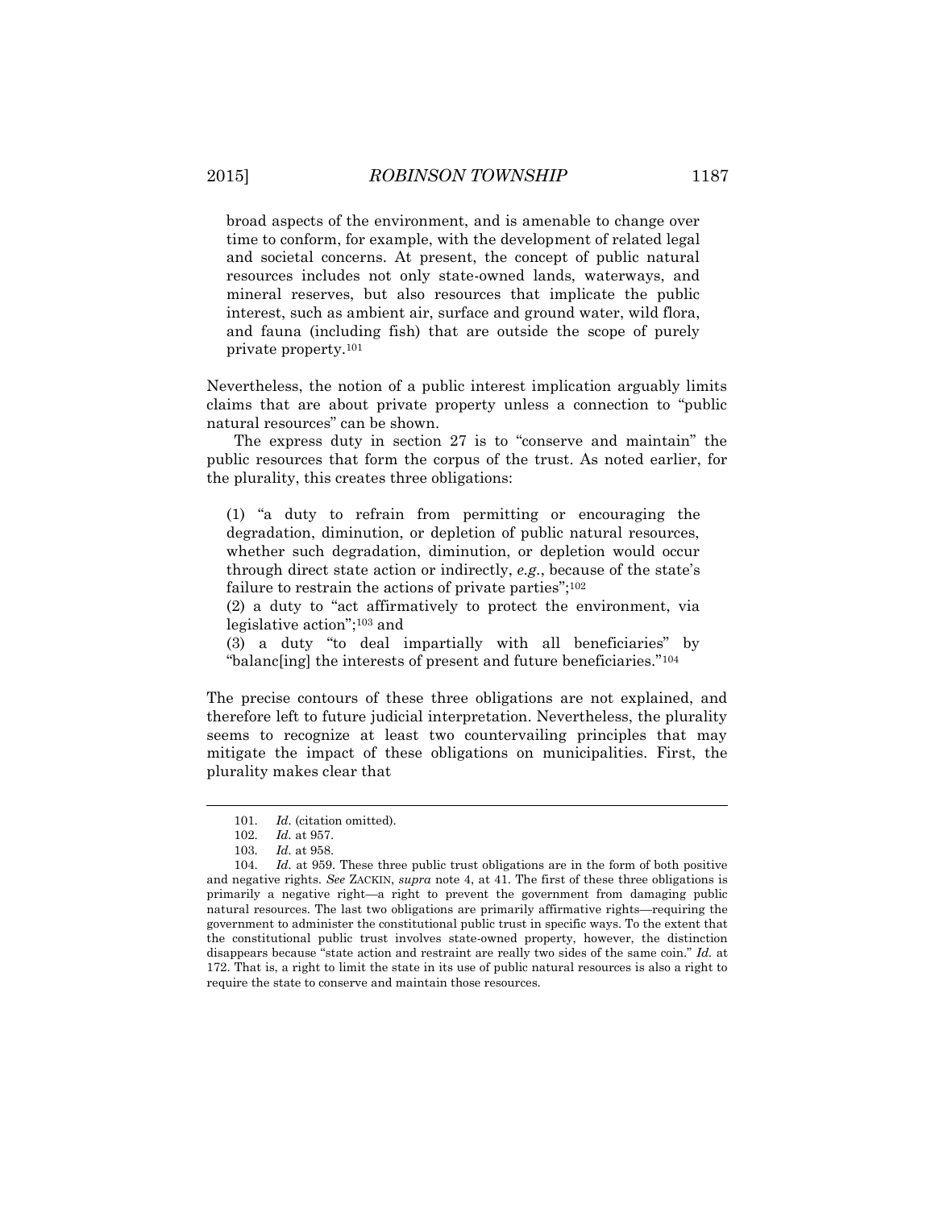> broad aspects of the environment, and is amenable to change over time to conform, for example, with the development of related legal and societal concerns. At present, the concept of public natural resources includes not only state-owned lands, waterways, and mineral reserves, but also resources that implicate the public interest, such as ambient air, surface and ground water, wild flora, and fauna (including fish) that are outside the scope of purely private property.[101]

Nevertheless, the notion of a public interest implication arguably limits claims that are about private property unless a connection to "public natural resources" can be shown.

The express duty in section 27 is to "conserve and maintain" the public resources that form the corpus of the trust. As noted earlier, for the plurality, this creates three obligations:

> (1) "a duty to refrain from permitting or encouraging the degradation, diminution, or depletion of public natural resources, whether such degradation, diminution, or depletion would occur through direct state action or indirectly, *e.g.*, because of the state's failure to restrain the actions of private parties";[102]
>
> (2) a duty to "act affirmatively to protect the environment, via legislative action";[103] and
>
> (3) a duty "to deal impartially with all beneficiaries" by "balanc[ing] the interests of present and future beneficiaries."[104]

The precise contours of these three obligations are not explained, and therefore left to future judicial interpretation. Nevertheless, the plurality seems to recognize at least two countervailing principles that may mitigate the impact of these obligations on municipalities. First, the plurality makes clear that

---

101. *Id.* (citation omitted).

102. *Id.* at 957.

103. *Id.* at 958.

104. *Id.* at 959. These three public trust obligations are in the form of both positive and negative rights. *See* ZACKIN, *supra* note 4, at 41. The first of these three obligations is primarily a negative right—a right to prevent the government from damaging public natural resources. The last two obligations are primarily affirmative rights—requiring the government to administer the constitutional public trust in specific ways. To the extent that the constitutional public trust involves state-owned property, however, the distinction disappears because "state action and restraint are really two sides of the same coin." *Id.* at 172. That is, a right to limit the state in its use of public natural resources is also a right to require the state to conserve and maintain those resources.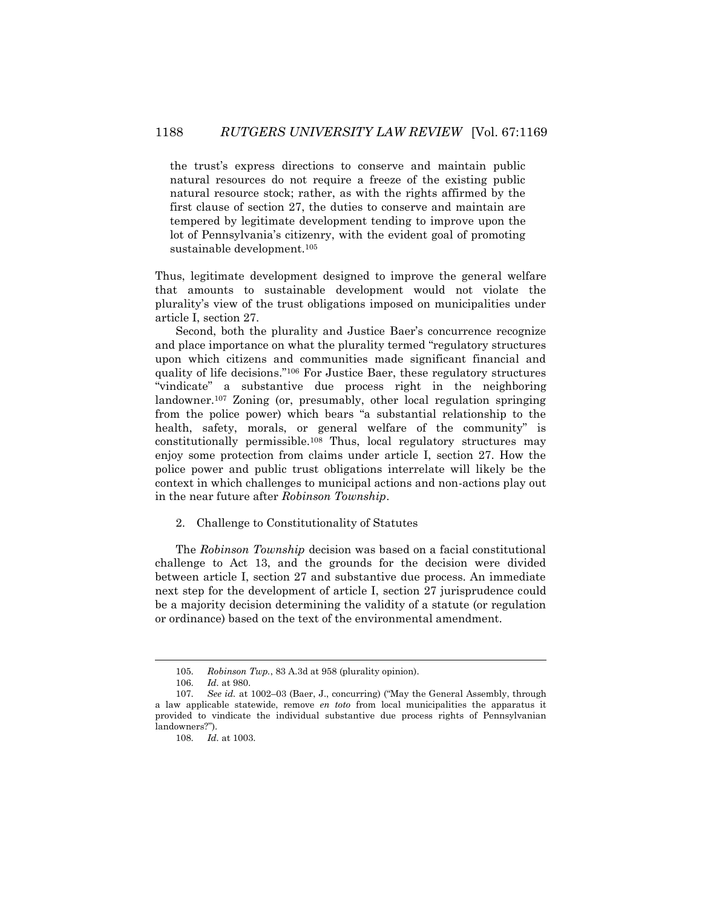> the trust's express directions to conserve and maintain public natural resources do not require a freeze of the existing public natural resource stock; rather, as with the rights affirmed by the first clause of section 27, the duties to conserve and maintain are tempered by legitimate development tending to improve upon the lot of Pennsylvania's citizenry, with the evident goal of promoting sustainable development.[105]

Thus, legitimate development designed to improve the general welfare that amounts to sustainable development would not violate the plurality's view of the trust obligations imposed on municipalities under article I, section 27.

Second, both the plurality and Justice Baer's concurrence recognize and place importance on what the plurality termed "regulatory structures upon which citizens and communities made significant financial and quality of life decisions."[106] For Justice Baer, these regulatory structures "vindicate" a substantive due process right in the neighboring landowner.[107] Zoning (or, presumably, other local regulation springing from the police power) which bears "a substantial relationship to the health, safety, morals, or general welfare of the community" is constitutionally permissible.[108] Thus, local regulatory structures may enjoy some protection from claims under article I, section 27. How the police power and public trust obligations interrelate will likely be the context in which challenges to municipal actions and non-actions play out in the near future after *Robinson Township*.

### 2. Challenge to Constitutionality of Statutes

The *Robinson Township* decision was based on a facial constitutional challenge to Act 13, and the grounds for the decision were divided between article I, section 27 and substantive due process. An immediate next step for the development of article I, section 27 jurisprudence could be a majority decision determining the validity of a statute (or regulation or ordinance) based on the text of the environmental amendment.

---

105. *Robinson Twp.*, 83 A.3d at 958 (plurality opinion).

106. *Id.* at 980.

107. *See id.* at 1002–03 (Baer, J., concurring) ("May the General Assembly, through a law applicable statewide, remove *en toto* from local municipalities the apparatus it provided to vindicate the individual substantive due process rights of Pennsylvanian landowners?").

108. *Id.* at 1003.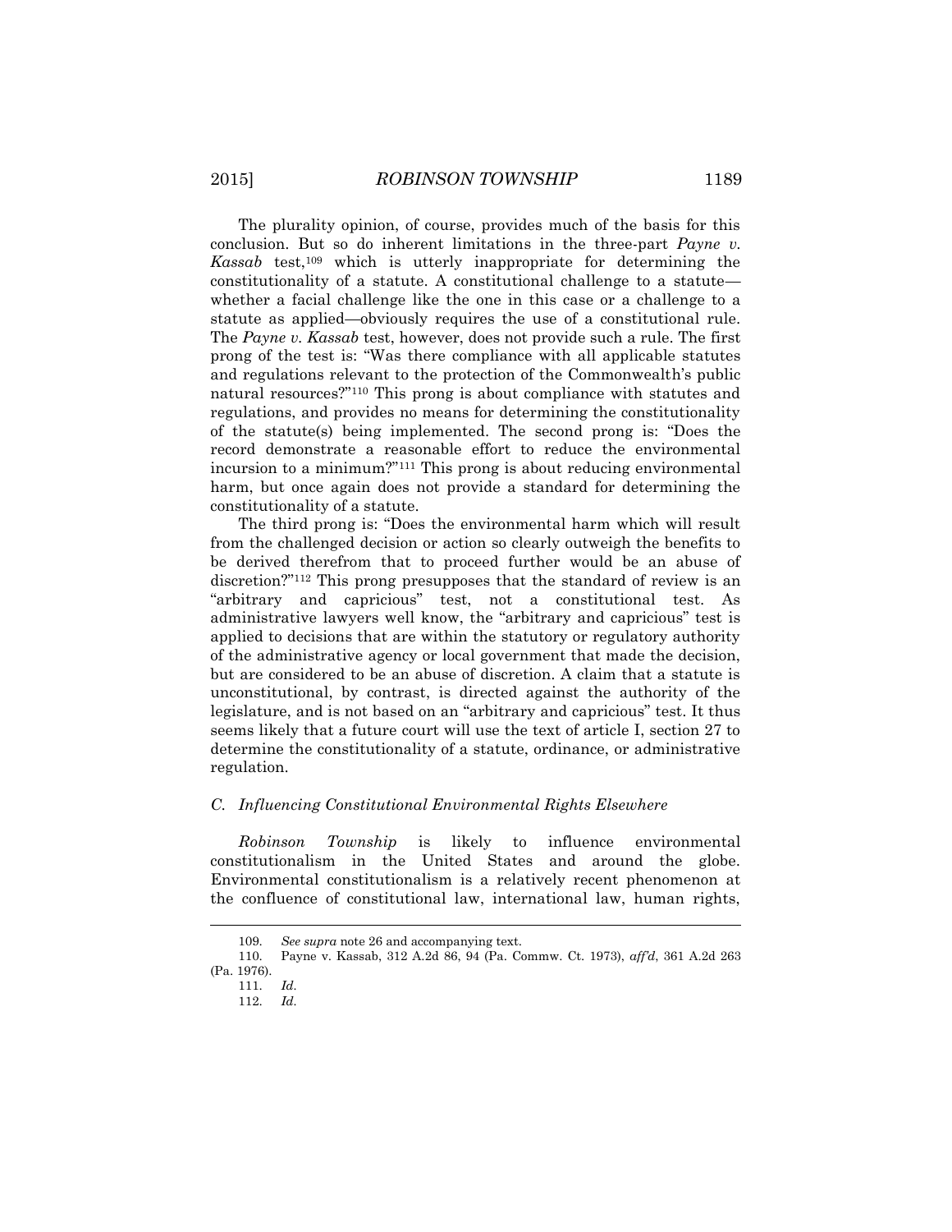The plurality opinion, of course, provides much of the basis for this conclusion. But so do inherent limitations in the three-part *Payne v. Kassab* test,[109] which is utterly inappropriate for determining the constitutionality of a statute. A constitutional challenge to a statute—whether a facial challenge like the one in this case or a challenge to a statute as applied—obviously requires the use of a constitutional rule. The *Payne v. Kassab* test, however, does not provide such a rule. The first prong of the test is: "Was there compliance with all applicable statutes and regulations relevant to the protection of the Commonwealth's public natural resources?"[110] This prong is about compliance with statutes and regulations, and provides no means for determining the constitutionality of the statute(s) being implemented. The second prong is: "Does the record demonstrate a reasonable effort to reduce the environmental incursion to a minimum?"[111] This prong is about reducing environmental harm, but once again does not provide a standard for determining the constitutionality of a statute.

The third prong is: "Does the environmental harm which will result from the challenged decision or action so clearly outweigh the benefits to be derived therefrom that to proceed further would be an abuse of discretion?"[112] This prong presupposes that the standard of review is an "arbitrary and capricious" test, not a constitutional test. As administrative lawyers well know, the "arbitrary and capricious" test is applied to decisions that are within the statutory or regulatory authority of the administrative agency or local government that made the decision, but are considered to be an abuse of discretion. A claim that a statute is unconstitutional, by contrast, is directed against the authority of the legislature, and is not based on an "arbitrary and capricious" test. It thus seems likely that a future court will use the text of article I, section 27 to determine the constitutionality of a statute, ordinance, or administrative regulation.

### *C. Influencing Constitutional Environmental Rights Elsewhere*

*Robinson Township* is likely to influence environmental constitutionalism in the United States and around the globe. Environmental constitutionalism is a relatively recent phenomenon at the confluence of constitutional law, international law, human rights,

---

109. *See supra* note 26 and accompanying text.

110. Payne v. Kassab, 312 A.2d 86, 94 (Pa. Commw. Ct. 1973), *aff'd*, 361 A.2d 263 (Pa. 1976).

111. *Id.*

112. *Id.*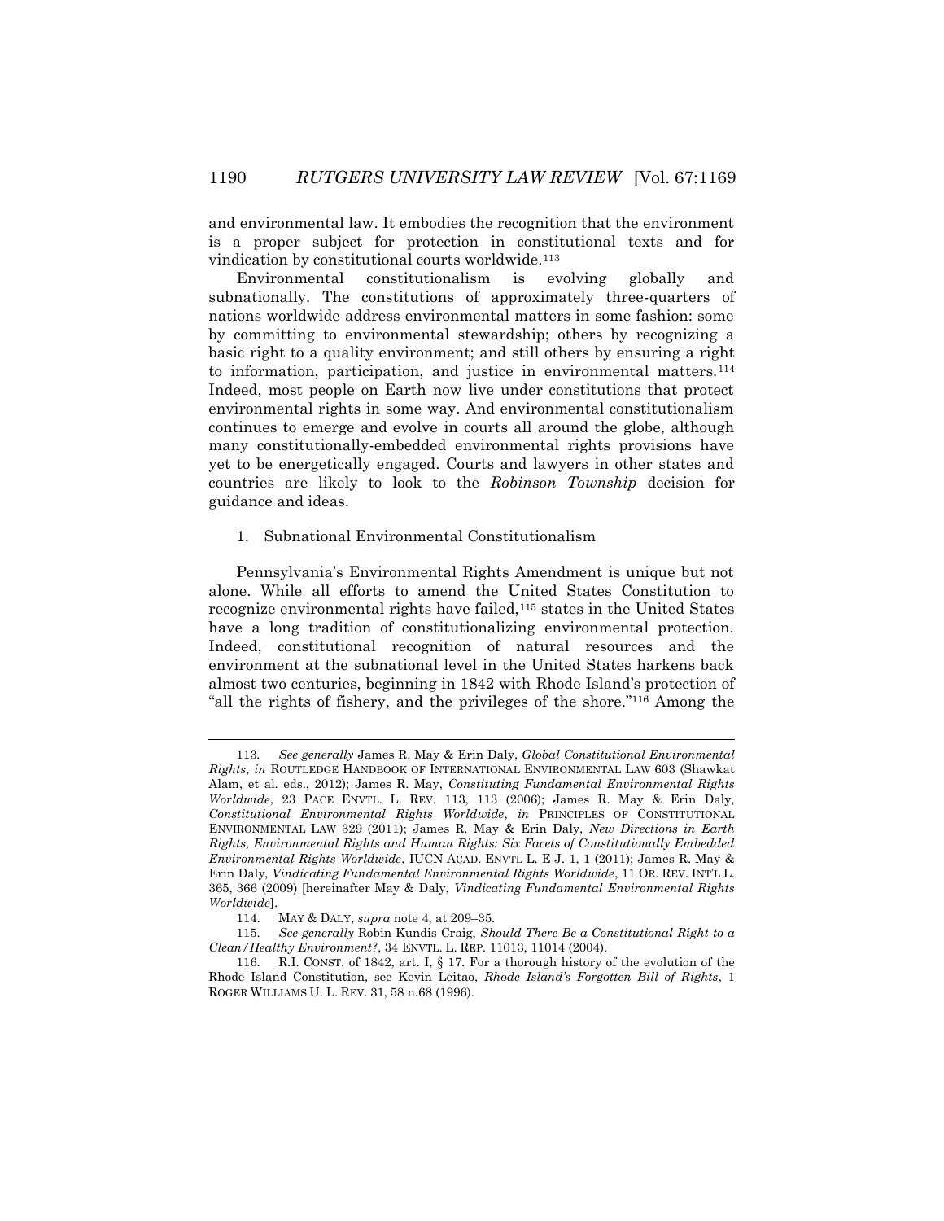and environmental law. It embodies the recognition that the environment is a proper subject for protection in constitutional texts and for vindication by constitutional courts worldwide.[113]

Environmental constitutionalism is evolving globally and subnationally. The constitutions of approximately three-quarters of nations worldwide address environmental matters in some fashion: some by committing to environmental stewardship; others by recognizing a basic right to a quality environment; and still others by ensuring a right to information, participation, and justice in environmental matters.[114] Indeed, most people on Earth now live under constitutions that protect environmental rights in some way. And environmental constitutionalism continues to emerge and evolve in courts all around the globe, although many constitutionally-embedded environmental rights provisions have yet to be energetically engaged. Courts and lawyers in other states and countries are likely to look to the *Robinson Township* decision for guidance and ideas.

### 1. Subnational Environmental Constitutionalism

Pennsylvania's Environmental Rights Amendment is unique but not alone. While all efforts to amend the United States Constitution to recognize environmental rights have failed,[115] states in the United States have a long tradition of constitutionalizing environmental protection. Indeed, constitutional recognition of natural resources and the environment at the subnational level in the United States harkens back almost two centuries, beginning in 1842 with Rhode Island's protection of "all the rights of fishery, and the privileges of the shore."[116] Among the

---

113. *See generally* James R. May & Erin Daly, *Global Constitutional Environmental Rights*, *in* ROUTLEDGE HANDBOOK OF INTERNATIONAL ENVIRONMENTAL LAW 603 (Shawkat Alam, et al. eds., 2012); James R. May, *Constituting Fundamental Environmental Rights Worldwide*, 23 PACE ENVTL. L. REV. 113, 113 (2006); James R. May & Erin Daly, *Constitutional Environmental Rights Worldwide*, *in* PRINCIPLES OF CONSTITUTIONAL ENVIRONMENTAL LAW 329 (2011); James R. May & Erin Daly, *New Directions in Earth Rights, Environmental Rights and Human Rights: Six Facets of Constitutionally Embedded Environmental Rights Worldwide*, IUCN ACAD. ENVTL L. E-J. 1, 1 (2011); James R. May & Erin Daly, *Vindicating Fundamental Environmental Rights Worldwide*, 11 OR. REV. INT'L L. 365, 366 (2009) [hereinafter May & Daly, *Vindicating Fundamental Environmental Rights Worldwide*].

114. MAY & DALY, *supra* note 4, at 209–35.

115. *See generally* Robin Kundis Craig, *Should There Be a Constitutional Right to a Clean/Healthy Environment?*, 34 ENVTL. L. REP. 11013, 11014 (2004).

116. R.I. CONST. of 1842, art. I, § 17. For a thorough history of the evolution of the Rhode Island Constitution, see Kevin Leitao, *Rhode Island's Forgotten Bill of Rights*, 1 ROGER WILLIAMS U. L. REV. 31, 58 n.68 (1996).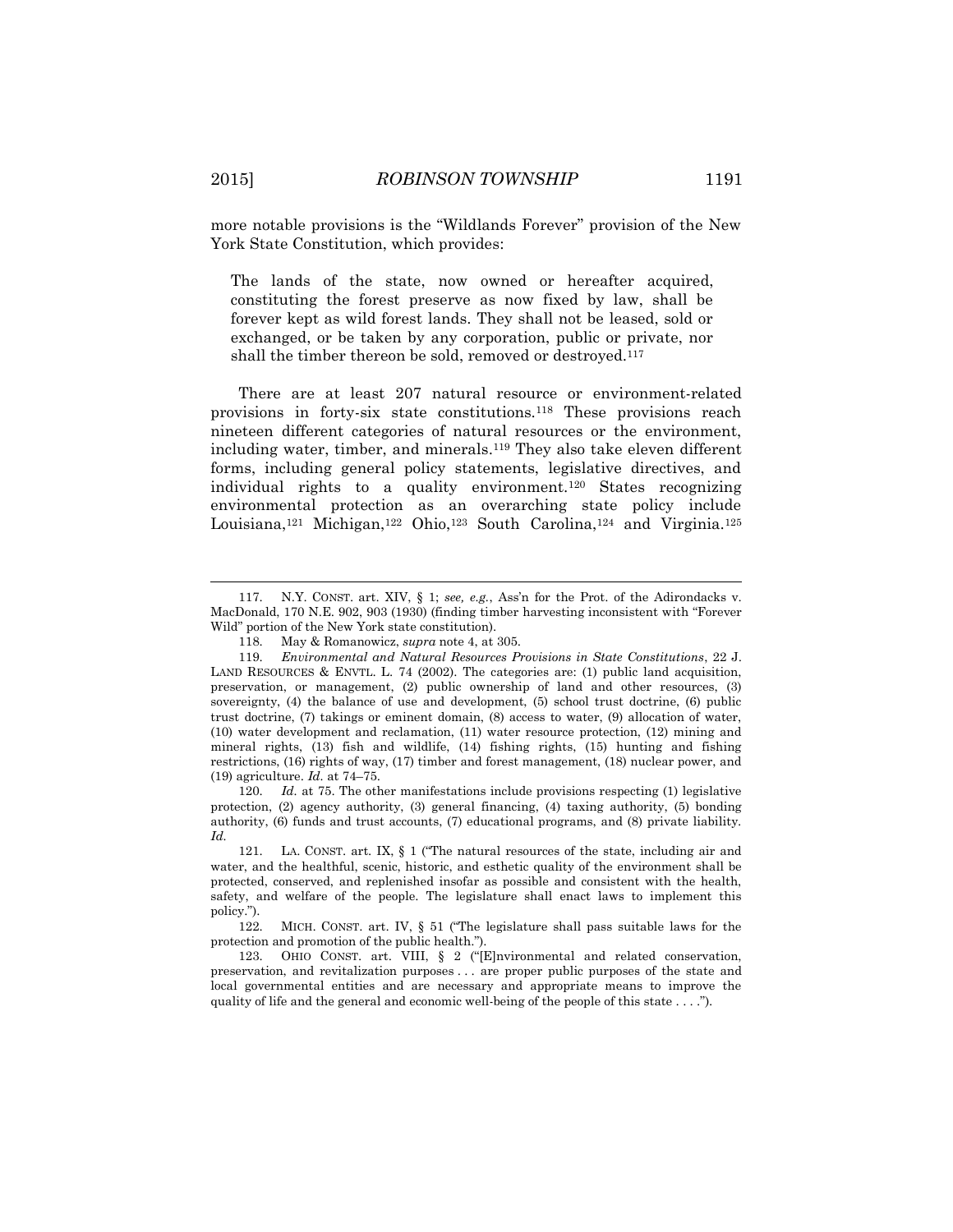more notable provisions is the "Wildlands Forever" provision of the New York State Constitution, which provides:

> The lands of the state, now owned or hereafter acquired, constituting the forest preserve as now fixed by law, shall be forever kept as wild forest lands. They shall not be leased, sold or exchanged, or be taken by any corporation, public or private, nor shall the timber thereon be sold, removed or destroyed.[117]

There are at least 207 natural resource or environment-related provisions in forty-six state constitutions.[118] These provisions reach nineteen different categories of natural resources or the environment, including water, timber, and minerals.[119] They also take eleven different forms, including general policy statements, legislative directives, and individual rights to a quality environment.[120] States recognizing environmental protection as an overarching state policy include Louisiana,[121] Michigan,[122] Ohio,[123] South Carolina,[124] and Virginia.[125]

---

117. N.Y. CONST. art. XIV, § 1; *see, e.g.*, Ass'n for the Prot. of the Adirondacks v. MacDonald, 170 N.E. 902, 903 (1930) (finding timber harvesting inconsistent with "Forever Wild" portion of the New York state constitution).

118. May & Romanowicz, *supra* note 4, at 305.

119. *Environmental and Natural Resources Provisions in State Constitutions*, 22 J. LAND RESOURCES & ENVTL. L. 74 (2002). The categories are: (1) public land acquisition, preservation, or management, (2) public ownership of land and other resources, (3) sovereignty, (4) the balance of use and development, (5) school trust doctrine, (6) public trust doctrine, (7) takings or eminent domain, (8) access to water, (9) allocation of water, (10) water development and reclamation, (11) water resource protection, (12) mining and mineral rights, (13) fish and wildlife, (14) fishing rights, (15) hunting and fishing restrictions, (16) rights of way, (17) timber and forest management, (18) nuclear power, and (19) agriculture. *Id.* at 74–75.

120. *Id.* at 75. The other manifestations include provisions respecting (1) legislative protection, (2) agency authority, (3) general financing, (4) taxing authority, (5) bonding authority, (6) funds and trust accounts, (7) educational programs, and (8) private liability. *Id.*

121. LA. CONST. art. IX, § 1 ("The natural resources of the state, including air and water, and the healthful, scenic, historic, and esthetic quality of the environment shall be protected, conserved, and replenished insofar as possible and consistent with the health, safety, and welfare of the people. The legislature shall enact laws to implement this policy.").

122. MICH. CONST. art. IV, § 51 ("The legislature shall pass suitable laws for the protection and promotion of the public health.").

123. OHIO CONST. art. VIII, § 2 ("[E]nvironmental and related conservation, preservation, and revitalization purposes . . . are proper public purposes of the state and local governmental entities and are necessary and appropriate means to improve the quality of life and the general and economic well-being of the people of this state . . . .").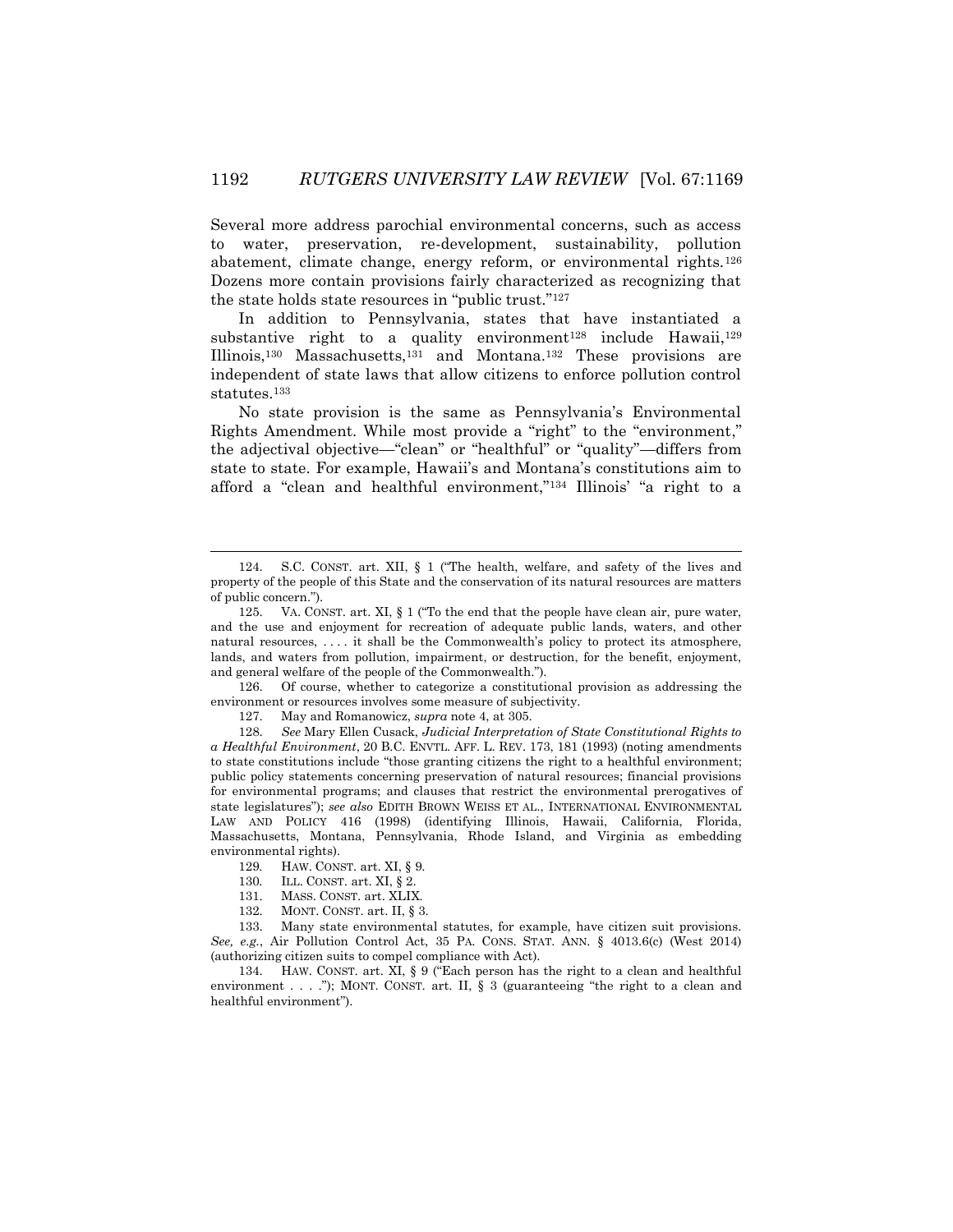Several more address parochial environmental concerns, such as access to water, preservation, re-development, sustainability, pollution abatement, climate change, energy reform, or environmental rights.[126] Dozens more contain provisions fairly characterized as recognizing that the state holds state resources in "public trust."[127]

In addition to Pennsylvania, states that have instantiated a substantive right to a quality environment[128] include Hawaii,[129] Illinois,[130] Massachusetts,[131] and Montana.[132] These provisions are independent of state laws that allow citizens to enforce pollution control statutes.[133]

No state provision is the same as Pennsylvania's Environmental Rights Amendment. While most provide a "right" to the "environment," the adjectival objective—"clean" or "healthful" or "quality"—differs from state to state. For example, Hawaii's and Montana's constitutions aim to afford a "clean and healthful environment,"[134] Illinois' "a right to a

---

124. S.C. CONST. art. XII, § 1 ("The health, welfare, and safety of the lives and property of the people of this State and the conservation of its natural resources are matters of public concern.").

125. VA. CONST. art. XI, § 1 ("To the end that the people have clean air, pure water, and the use and enjoyment for recreation of adequate public lands, waters, and other natural resources, . . . . it shall be the Commonwealth's policy to protect its atmosphere, lands, and waters from pollution, impairment, or destruction, for the benefit, enjoyment, and general welfare of the people of the Commonwealth.").

126. Of course, whether to categorize a constitutional provision as addressing the environment or resources involves some measure of subjectivity.

127. May and Romanowicz, *supra* note 4, at 305.

128. *See* Mary Ellen Cusack, *Judicial Interpretation of State Constitutional Rights to a Healthful Environment*, 20 B.C. ENVTL. AFF. L. REV. 173, 181 (1993) (noting amendments to state constitutions include "those granting citizens the right to a healthful environment; public policy statements concerning preservation of natural resources; financial provisions for environmental programs; and clauses that restrict the environmental prerogatives of state legislatures"); *see also* EDITH BROWN WEISS ET AL., INTERNATIONAL ENVIRONMENTAL LAW AND POLICY 416 (1998) (identifying Illinois, Hawaii, California, Florida, Massachusetts, Montana, Pennsylvania, Rhode Island, and Virginia as embedding environmental rights).

129. HAW. CONST. art. XI, § 9.

130. ILL. CONST. art. XI, § 2.

131. MASS. CONST. art. XLIX.

132. MONT. CONST. art. II, § 3.

133. Many state environmental statutes, for example, have citizen suit provisions. *See, e.g.*, Air Pollution Control Act, 35 PA. CONS. STAT. ANN. § 4013.6(c) (West 2014) (authorizing citizen suits to compel compliance with Act).

134. HAW. CONST. art. XI, § 9 ("Each person has the right to a clean and healthful environment . . . ."); MONT. CONST. art. II, § 3 (guaranteeing "the right to a clean and healthful environment").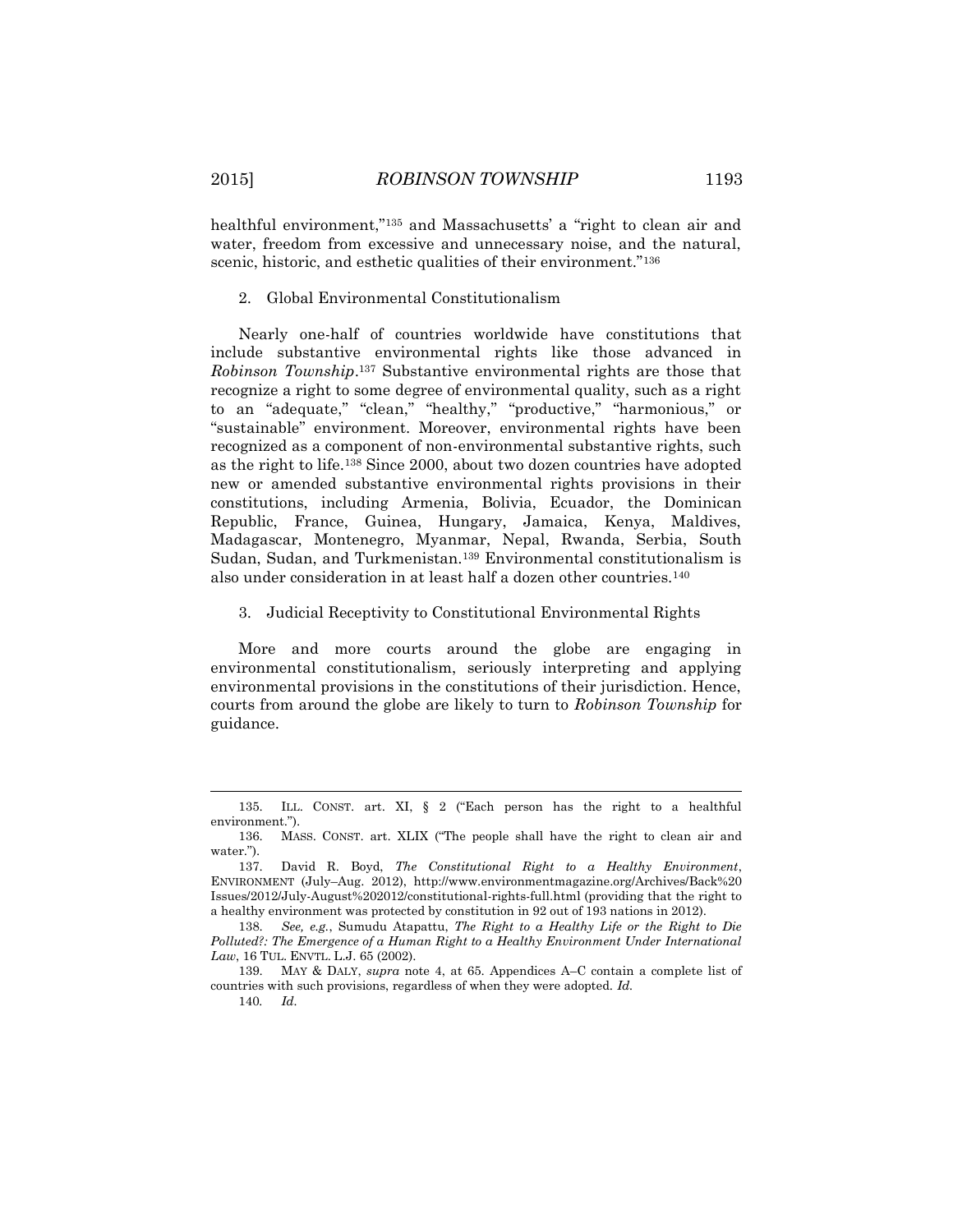healthful environment,"[135] and Massachusetts' a "right to clean air and water, freedom from excessive and unnecessary noise, and the natural, scenic, historic, and esthetic qualities of their environment."[136]

### 2. Global Environmental Constitutionalism

Nearly one-half of countries worldwide have constitutions that include substantive environmental rights like those advanced in *Robinson Township*.[137] Substantive environmental rights are those that recognize a right to some degree of environmental quality, such as a right to an "adequate," "clean," "healthy," "productive," "harmonious," or "sustainable" environment. Moreover, environmental rights have been recognized as a component of non-environmental substantive rights, such as the right to life.[138] Since 2000, about two dozen countries have adopted new or amended substantive environmental rights provisions in their constitutions, including Armenia, Bolivia, Ecuador, the Dominican Republic, France, Guinea, Hungary, Jamaica, Kenya, Maldives, Madagascar, Montenegro, Myanmar, Nepal, Rwanda, Serbia, South Sudan, Sudan, and Turkmenistan.[139] Environmental constitutionalism is also under consideration in at least half a dozen other countries.[140]

### 3. Judicial Receptivity to Constitutional Environmental Rights

More and more courts around the globe are engaging in environmental constitutionalism, seriously interpreting and applying environmental provisions in the constitutions of their jurisdiction. Hence, courts from around the globe are likely to turn to *Robinson Township* for guidance.

---

135. ILL. CONST. art. XI, § 2 ("Each person has the right to a healthful environment.").

136. MASS. CONST. art. XLIX ("The people shall have the right to clean air and water.").

137. David R. Boyd, *The Constitutional Right to a Healthy Environment*, ENVIRONMENT (July–Aug. 2012), http://www.environmentmagazine.org/Archives/Back%20 Issues/2012/July-August%202012/constitutional-rights-full.html (providing that the right to a healthy environment was protected by constitution in 92 out of 193 nations in 2012).

138. *See, e.g.*, Sumudu Atapattu, *The Right to a Healthy Life or the Right to Die Polluted?: The Emergence of a Human Right to a Healthy Environment Under International Law*, 16 TUL. ENVTL. L.J. 65 (2002).

139. MAY & DALY, *supra* note 4, at 65. Appendices A–C contain a complete list of countries with such provisions, regardless of when they were adopted. *Id.*

140. *Id*.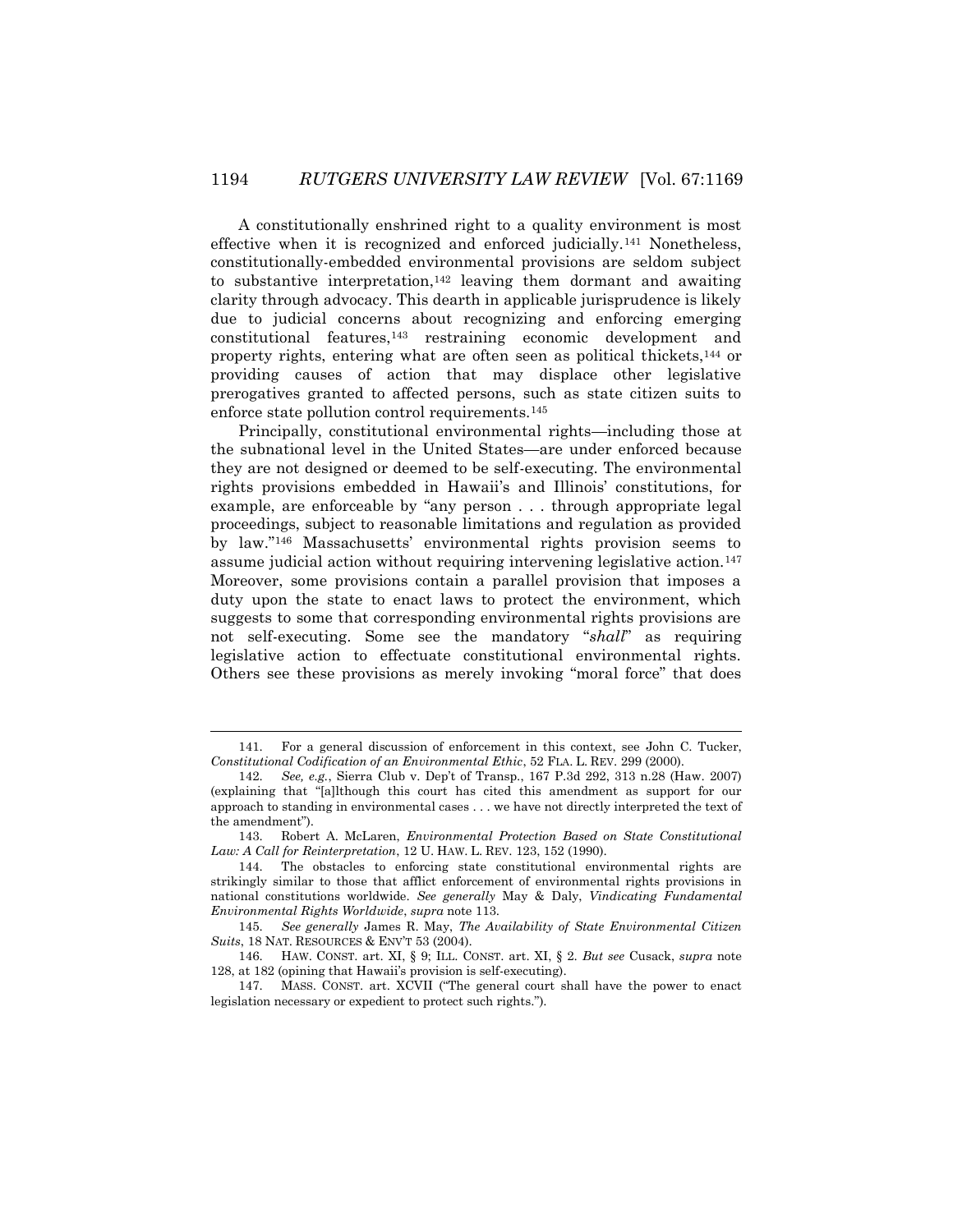A constitutionally enshrined right to a quality environment is most effective when it is recognized and enforced judicially.[141] Nonetheless, constitutionally-embedded environmental provisions are seldom subject to substantive interpretation,[142] leaving them dormant and awaiting clarity through advocacy. This dearth in applicable jurisprudence is likely due to judicial concerns about recognizing and enforcing emerging constitutional features,[143] restraining economic development and property rights, entering what are often seen as political thickets,[144] or providing causes of action that may displace other legislative prerogatives granted to affected persons, such as state citizen suits to enforce state pollution control requirements.[145]

Principally, constitutional environmental rights—including those at the subnational level in the United States—are under enforced because they are not designed or deemed to be self-executing. The environmental rights provisions embedded in Hawaii's and Illinois' constitutions, for example, are enforceable by "any person . . . through appropriate legal proceedings, subject to reasonable limitations and regulation as provided by law."[146] Massachusetts' environmental rights provision seems to assume judicial action without requiring intervening legislative action.[147] Moreover, some provisions contain a parallel provision that imposes a duty upon the state to enact laws to protect the environment, which suggests to some that corresponding environmental rights provisions are not self-executing. Some see the mandatory "*shall*" as requiring legislative action to effectuate constitutional environmental rights. Others see these provisions as merely invoking "moral force" that does

---

141. For a general discussion of enforcement in this context, see John C. Tucker, *Constitutional Codification of an Environmental Ethic*, 52 FLA. L. REV. 299 (2000).

142. *See, e.g.*, Sierra Club v. Dep't of Transp., 167 P.3d 292, 313 n.28 (Haw. 2007) (explaining that "[a]lthough this court has cited this amendment as support for our approach to standing in environmental cases . . . we have not directly interpreted the text of the amendment").

143. Robert A. McLaren, *Environmental Protection Based on State Constitutional Law: A Call for Reinterpretation*, 12 U. HAW. L. REV. 123, 152 (1990).

144. The obstacles to enforcing state constitutional environmental rights are strikingly similar to those that afflict enforcement of environmental rights provisions in national constitutions worldwide. *See generally* May & Daly, *Vindicating Fundamental Environmental Rights Worldwide*, *supra* note 113.

145. *See generally* James R. May, *The Availability of State Environmental Citizen Suits*, 18 NAT. RESOURCES & ENV'T 53 (2004).

146. HAW. CONST. art. XI, § 9; ILL. CONST. art. XI, § 2. *But see* Cusack, *supra* note 128, at 182 (opining that Hawaii's provision is self-executing).

147. MASS. CONST. art. XCVII ("The general court shall have the power to enact legislation necessary or expedient to protect such rights.").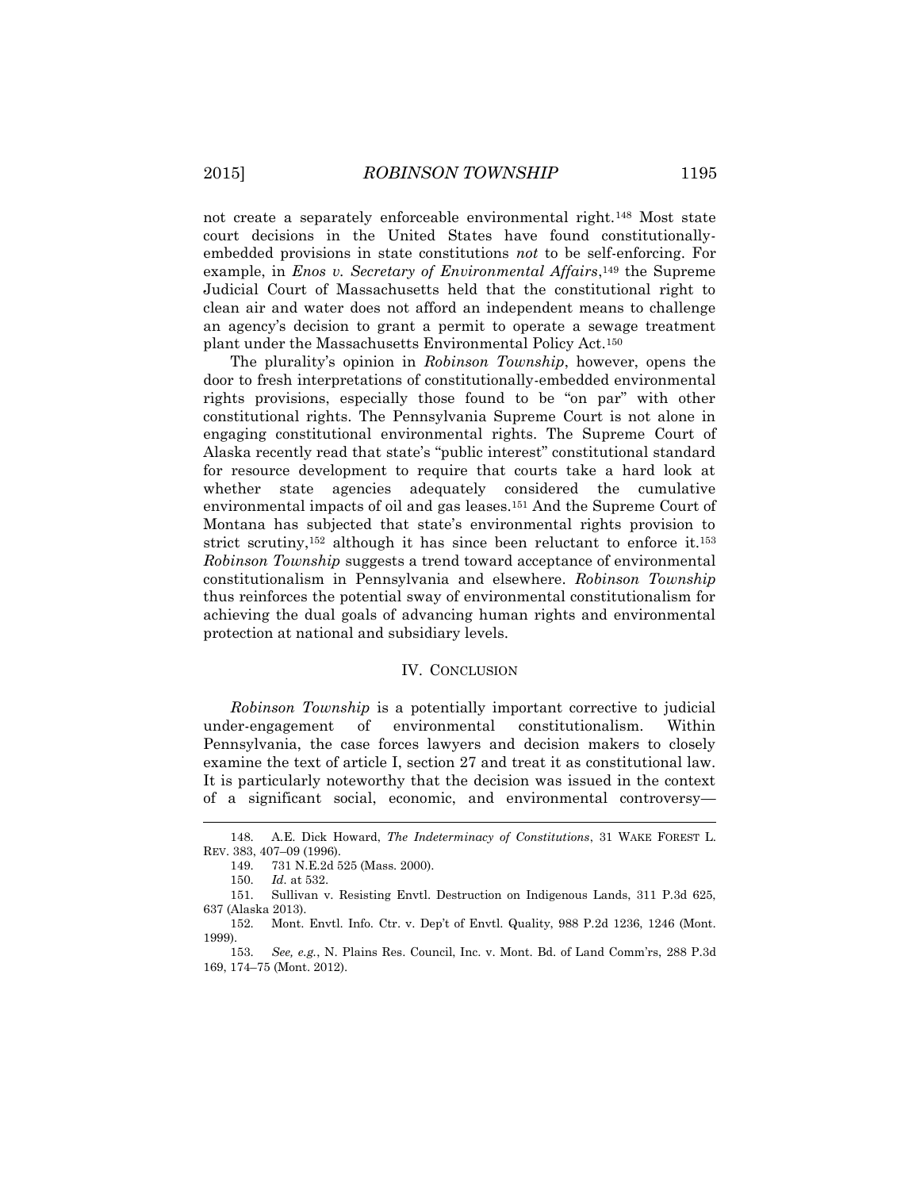not create a separately enforceable environmental right.[148] Most state court decisions in the United States have found constitutionally-embedded provisions in state constitutions *not* to be self-enforcing. For example, in *Enos v. Secretary of Environmental Affairs*,[149] the Supreme Judicial Court of Massachusetts held that the constitutional right to clean air and water does not afford an independent means to challenge an agency's decision to grant a permit to operate a sewage treatment plant under the Massachusetts Environmental Policy Act.[150]

The plurality's opinion in *Robinson Township*, however, opens the door to fresh interpretations of constitutionally-embedded environmental rights provisions, especially those found to be "on par" with other constitutional rights. The Pennsylvania Supreme Court is not alone in engaging constitutional environmental rights. The Supreme Court of Alaska recently read that state's "public interest" constitutional standard for resource development to require that courts take a hard look at whether state agencies adequately considered the cumulative environmental impacts of oil and gas leases.[151] And the Supreme Court of Montana has subjected that state's environmental rights provision to strict scrutiny,[152] although it has since been reluctant to enforce it.[153] *Robinson Township* suggests a trend toward acceptance of environmental constitutionalism in Pennsylvania and elsewhere. *Robinson Township* thus reinforces the potential sway of environmental constitutionalism for achieving the dual goals of advancing human rights and environmental protection at national and subsidiary levels.

## IV. CONCLUSION

*Robinson Township* is a potentially important corrective to judicial under-engagement of environmental constitutionalism. Within Pennsylvania, the case forces lawyers and decision makers to closely examine the text of article I, section 27 and treat it as constitutional law. It is particularly noteworthy that the decision was issued in the context of a significant social, economic, and environmental controversy—

---

148. A.E. Dick Howard, *The Indeterminacy of Constitutions*, 31 WAKE FOREST L. REV. 383, 407–09 (1996).

149. 731 N.E.2d 525 (Mass. 2000).

150. *Id.* at 532.

151. Sullivan v. Resisting Envtl. Destruction on Indigenous Lands, 311 P.3d 625, 637 (Alaska 2013).

152. Mont. Envtl. Info. Ctr. v. Dep't of Envtl. Quality, 988 P.2d 1236, 1246 (Mont. 1999).

153. *See, e.g.*, N. Plains Res. Council, Inc. v. Mont. Bd. of Land Comm'rs, 288 P.3d 169, 174–75 (Mont. 2012).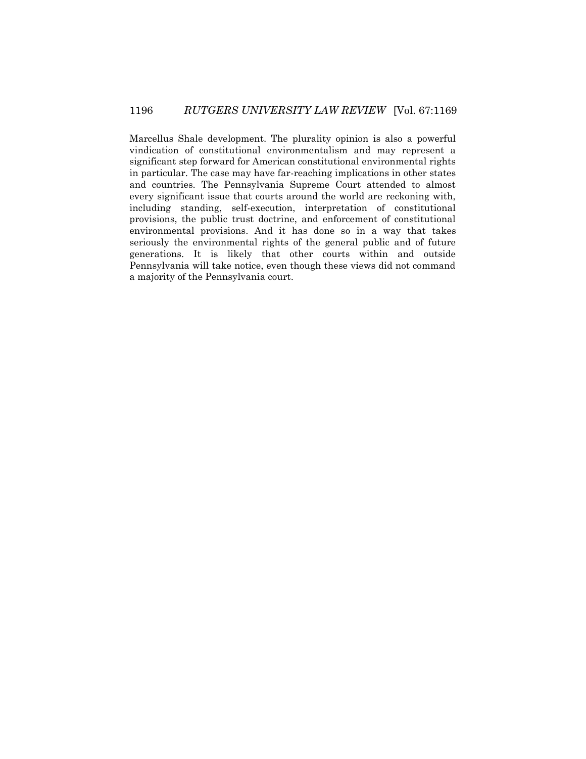Marcellus Shale development. The plurality opinion is also a powerful vindication of constitutional environmentalism and may represent a significant step forward for American constitutional environmental rights in particular. The case may have far-reaching implications in other states and countries. The Pennsylvania Supreme Court attended to almost every significant issue that courts around the world are reckoning with, including standing, self-execution, interpretation of constitutional provisions, the public trust doctrine, and enforcement of constitutional environmental provisions. And it has done so in a way that takes seriously the environmental rights of the general public and of future generations. It is likely that other courts within and outside Pennsylvania will take notice, even though these views did not command a majority of the Pennsylvania court.